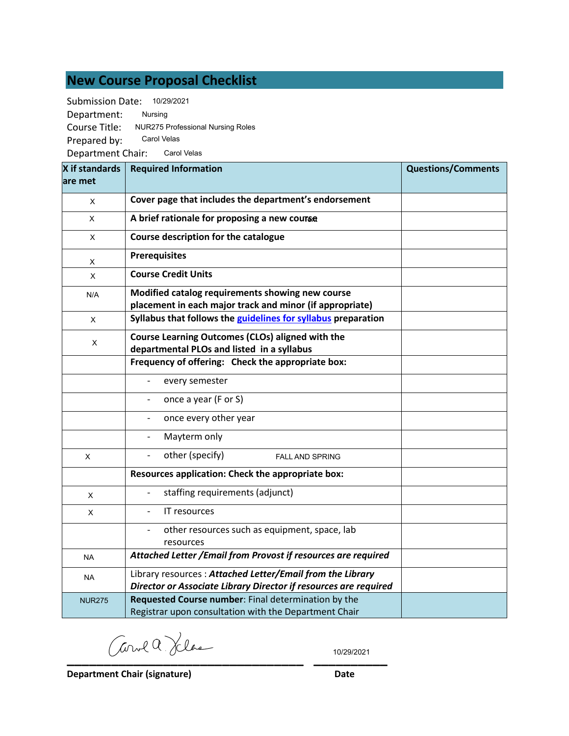# New Course Proposal Checklist

Submission Date: 10/29/2021
Department: Nursing
Course Title: NUR275 Professional Nursing Roles
Prepared by: Carol Velas
Department Chair: Carol Velas

| X if standards are met | Required Information | Questions/Comments |
|---|---|---|
| X | **Cover page that includes the department's endorsement** | |
| X | **A brief rationale for proposing a new course** | |
| X | **Course description for the catalogue** | |
| X | **Prerequisites** | |
| X | **Course Credit Units** | |
| N/A | **Modified catalog requirements showing new course placement in each major track and minor (if appropriate)** | |
| X | **Syllabus that follows the guidelines for syllabus preparation** | |
| X | **Course Learning Outcomes (CLOs) aligned with the departmental PLOs and listed in a syllabus** | |
| | **Frequency of offering: Check the appropriate box:** | |
| | - every semester | |
| | - once a year (F or S) | |
| | - once every other year | |
| | - Mayterm only | |
| X | - other (specify) FALL AND SPRING | |
| | **Resources application: Check the appropriate box:** | |
| X | - staffing requirements (adjunct) | |
| X | - IT resources | |
| | - other resources such as equipment, space, lab resources | |
| NA | ***Attached Letter /Email from Provost if resources are required*** | |
| NA | Library resources : ***Attached Letter/Email from the Library Director or Associate Library Director if resources are required*** | |
| NUR275 | **Requested Course number**: Final determination by the Registrar upon consultation with the Department Chair | |

Carol A. Velas — 10/29/2021

**Department Chair (signature)** — **Date**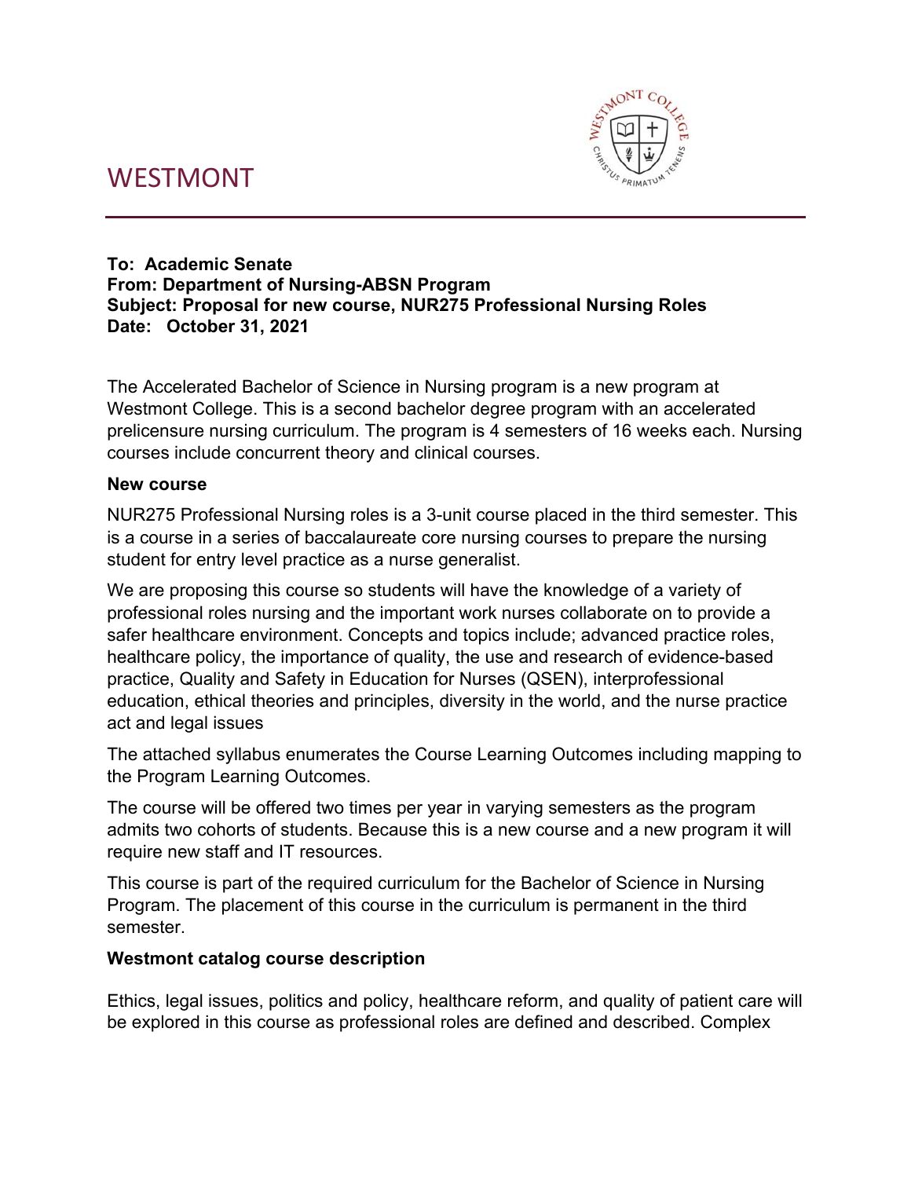# WESTMONT

**To: Academic Senate**
**From: Department of Nursing-ABSN Program**
**Subject: Proposal for new course, NUR275 Professional Nursing Roles**
**Date: October 31, 2021**

The Accelerated Bachelor of Science in Nursing program is a new program at Westmont College. This is a second bachelor degree program with an accelerated prelicensure nursing curriculum. The program is 4 semesters of 16 weeks each. Nursing courses include concurrent theory and clinical courses.

**New course**

NUR275 Professional Nursing roles is a 3-unit course placed in the third semester. This is a course in a series of baccalaureate core nursing courses to prepare the nursing student for entry level practice as a nurse generalist.

We are proposing this course so students will have the knowledge of a variety of professional roles nursing and the important work nurses collaborate on to provide a safer healthcare environment. Concepts and topics include; advanced practice roles, healthcare policy, the importance of quality, the use and research of evidence-based practice, Quality and Safety in Education for Nurses (QSEN), interprofessional education, ethical theories and principles, diversity in the world, and the nurse practice act and legal issues

The attached syllabus enumerates the Course Learning Outcomes including mapping to the Program Learning Outcomes.

The course will be offered two times per year in varying semesters as the program admits two cohorts of students. Because this is a new course and a new program it will require new staff and IT resources.

This course is part of the required curriculum for the Bachelor of Science in Nursing Program. The placement of this course in the curriculum is permanent in the third semester.

**Westmont catalog course description**

Ethics, legal issues, politics and policy, healthcare reform, and quality of patient care will be explored in this course as professional roles are defined and described. Complex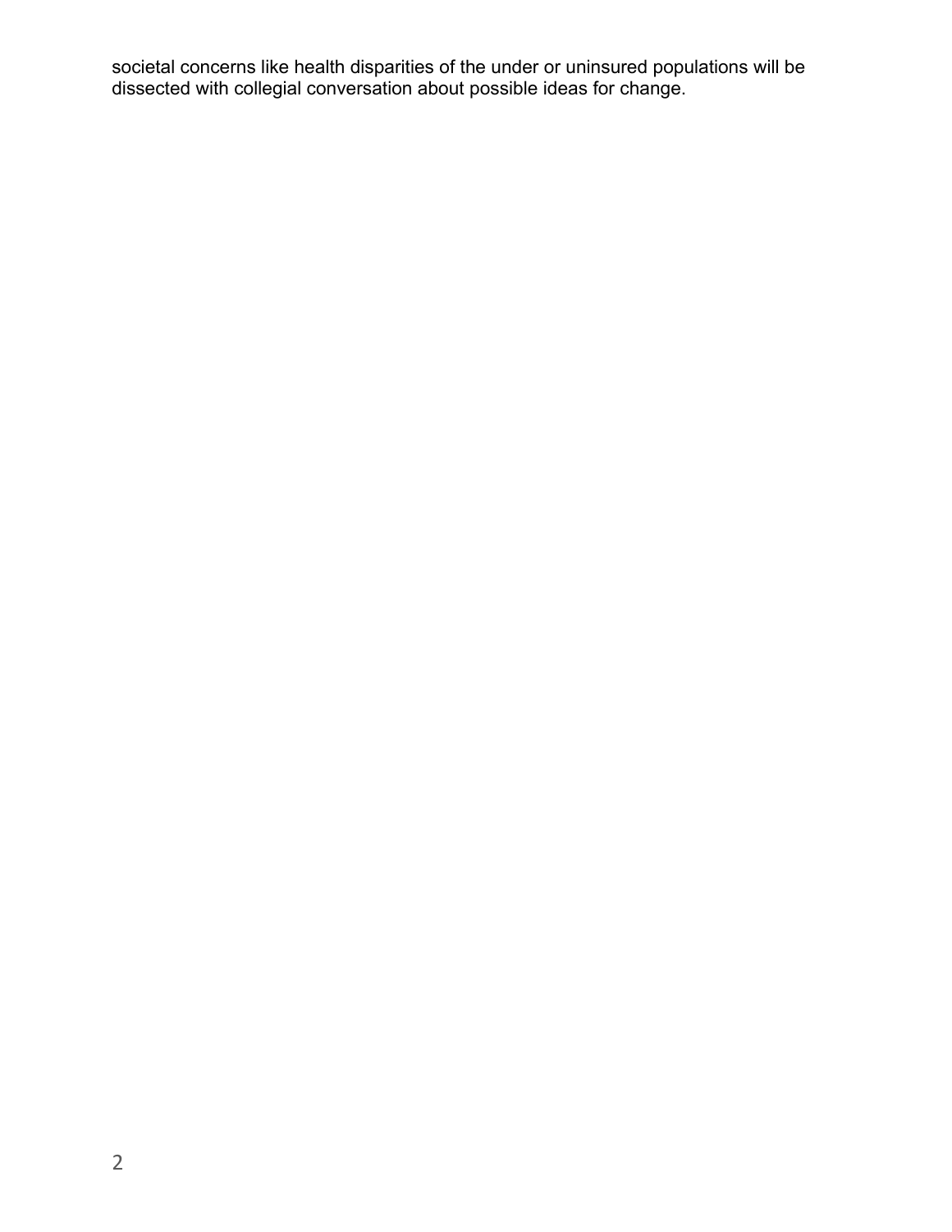societal concerns like health disparities of the under or uninsured populations will be dissected with collegial conversation about possible ideas for change.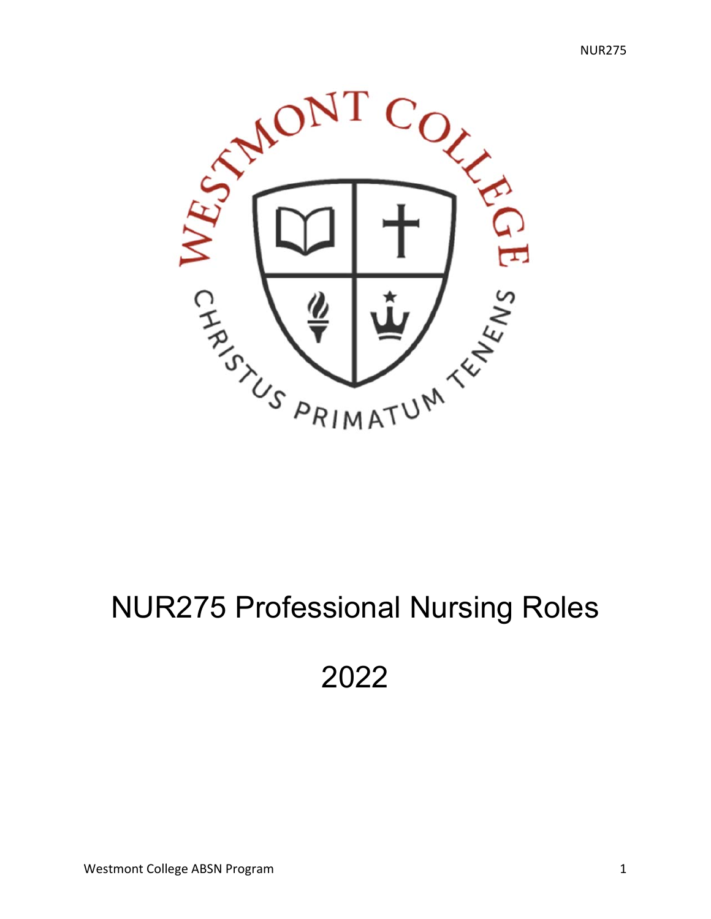# NUR275 Professional Nursing Roles

# 2022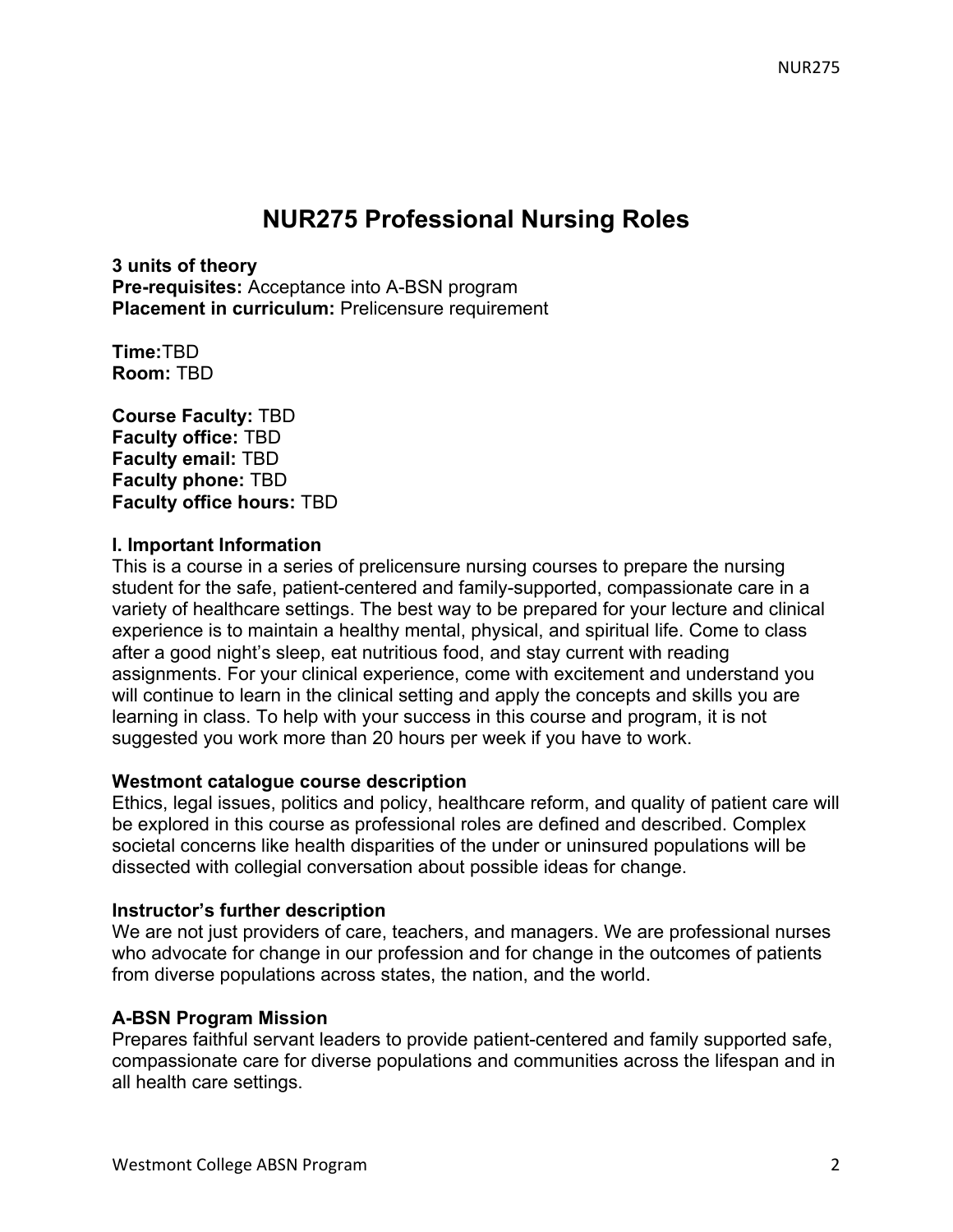# NUR275 Professional Nursing Roles

**3 units of theory**
**Pre-requisites:** Acceptance into A-BSN program
**Placement in curriculum:** Prelicensure requirement

**Time:**TBD
**Room:** TBD

**Course Faculty:** TBD
**Faculty office:** TBD
**Faculty email:** TBD
**Faculty phone:** TBD
**Faculty office hours:** TBD

**I. Important Information**

This is a course in a series of prelicensure nursing courses to prepare the nursing student for the safe, patient-centered and family-supported, compassionate care in a variety of healthcare settings. The best way to be prepared for your lecture and clinical experience is to maintain a healthy mental, physical, and spiritual life. Come to class after a good night's sleep, eat nutritious food, and stay current with reading assignments. For your clinical experience, come with excitement and understand you will continue to learn in the clinical setting and apply the concepts and skills you are learning in class. To help with your success in this course and program, it is not suggested you work more than 20 hours per week if you have to work.

**Westmont catalogue course description**

Ethics, legal issues, politics and policy, healthcare reform, and quality of patient care will be explored in this course as professional roles are defined and described. Complex societal concerns like health disparities of the under or uninsured populations will be dissected with collegial conversation about possible ideas for change.

**Instructor's further description**

We are not just providers of care, teachers, and managers. We are professional nurses who advocate for change in our profession and for change in the outcomes of patients from diverse populations across states, the nation, and the world.

**A-BSN Program Mission**

Prepares faithful servant leaders to provide patient-centered and family supported safe, compassionate care for diverse populations and communities across the lifespan and in all health care settings.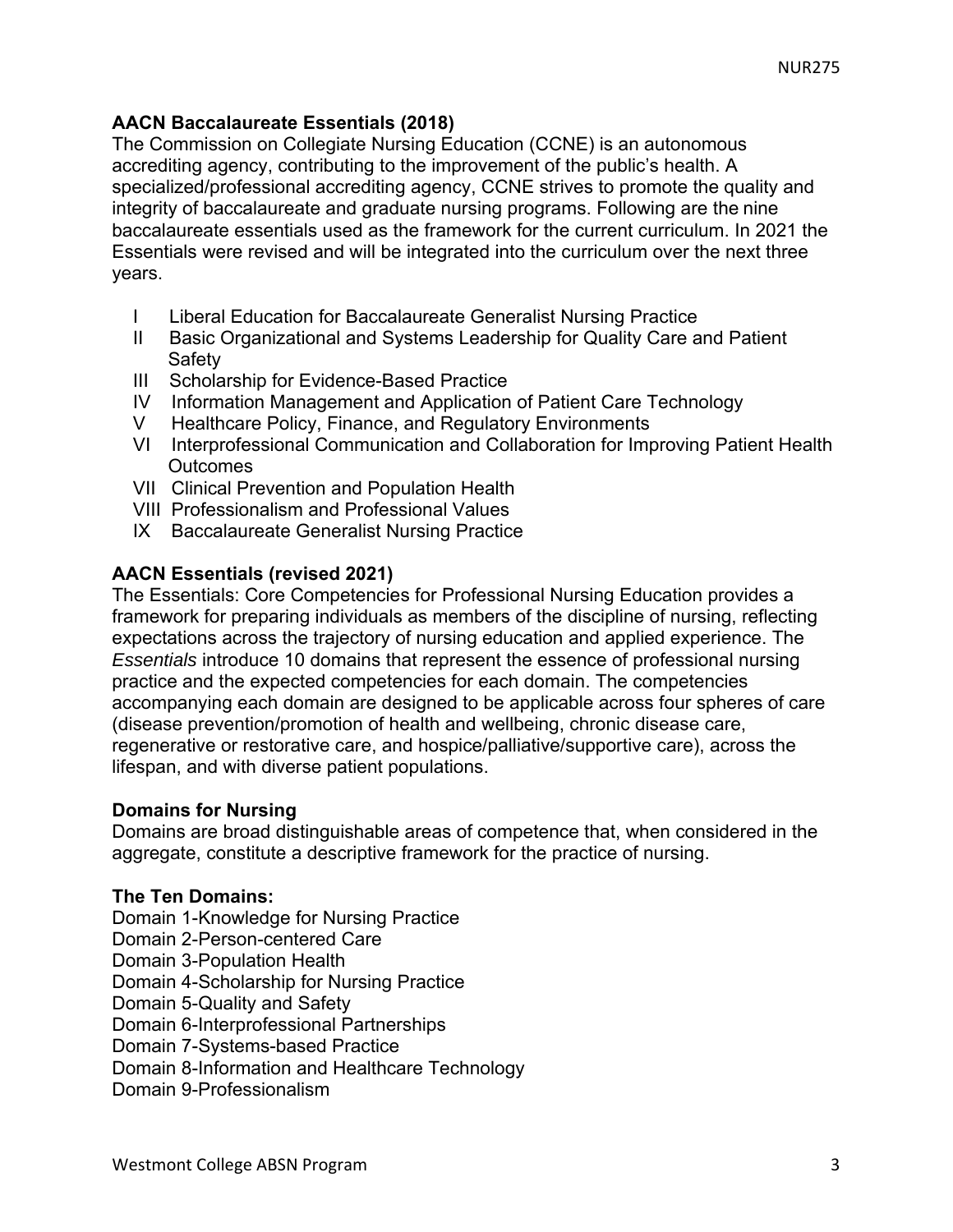### AACN Baccalaureate Essentials (2018)

The Commission on Collegiate Nursing Education (CCNE) is an autonomous accrediting agency, contributing to the improvement of the public's health. A specialized/professional accrediting agency, CCNE strives to promote the quality and integrity of baccalaureate and graduate nursing programs. Following are the nine baccalaureate essentials used as the framework for the current curriculum. In 2021 the Essentials were revised and will be integrated into the curriculum over the next three years.

- I Liberal Education for Baccalaureate Generalist Nursing Practice
- II Basic Organizational and Systems Leadership for Quality Care and Patient Safety
- III Scholarship for Evidence-Based Practice
- IV Information Management and Application of Patient Care Technology
- V Healthcare Policy, Finance, and Regulatory Environments
- VI Interprofessional Communication and Collaboration for Improving Patient Health Outcomes
- VII Clinical Prevention and Population Health
- VIII Professionalism and Professional Values
- IX Baccalaureate Generalist Nursing Practice

### AACN Essentials (revised 2021)

The Essentials: Core Competencies for Professional Nursing Education provides a framework for preparing individuals as members of the discipline of nursing, reflecting expectations across the trajectory of nursing education and applied experience. The *Essentials* introduce 10 domains that represent the essence of professional nursing practice and the expected competencies for each domain. The competencies accompanying each domain are designed to be applicable across four spheres of care (disease prevention/promotion of health and wellbeing, chronic disease care, regenerative or restorative care, and hospice/palliative/supportive care), across the lifespan, and with diverse patient populations.

### Domains for Nursing

Domains are broad distinguishable areas of competence that, when considered in the aggregate, constitute a descriptive framework for the practice of nursing.

### The Ten Domains:

Domain 1-Knowledge for Nursing Practice
Domain 2-Person-centered Care
Domain 3-Population Health
Domain 4-Scholarship for Nursing Practice
Domain 5-Quality and Safety
Domain 6-Interprofessional Partnerships
Domain 7-Systems-based Practice
Domain 8-Information and Healthcare Technology
Domain 9-Professionalism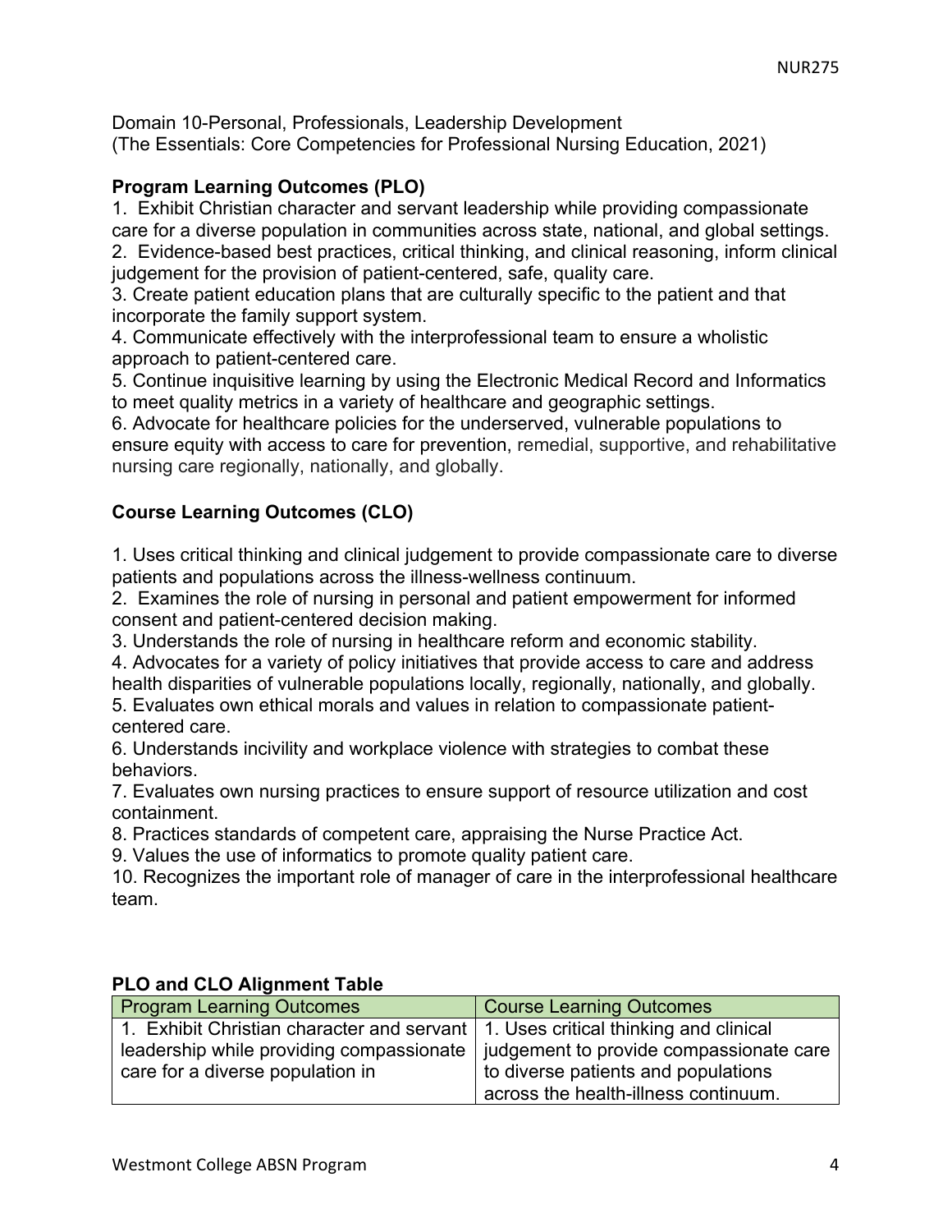Domain 10-Personal, Professionals, Leadership Development
(The Essentials: Core Competencies for Professional Nursing Education, 2021)

## Program Learning Outcomes (PLO)

1. Exhibit Christian character and servant leadership while providing compassionate care for a diverse population in communities across state, national, and global settings.
2. Evidence-based best practices, critical thinking, and clinical reasoning, inform clinical judgement for the provision of patient-centered, safe, quality care.
3. Create patient education plans that are culturally specific to the patient and that incorporate the family support system.
4. Communicate effectively with the interprofessional team to ensure a wholistic approach to patient-centered care.
5. Continue inquisitive learning by using the Electronic Medical Record and Informatics to meet quality metrics in a variety of healthcare and geographic settings.
6. Advocate for healthcare policies for the underserved, vulnerable populations to ensure equity with access to care for prevention, remedial, supportive, and rehabilitative nursing care regionally, nationally, and globally.

## Course Learning Outcomes (CLO)

1. Uses critical thinking and clinical judgement to provide compassionate care to diverse patients and populations across the illness-wellness continuum.
2. Examines the role of nursing in personal and patient empowerment for informed consent and patient-centered decision making.
3. Understands the role of nursing in healthcare reform and economic stability.
4. Advocates for a variety of policy initiatives that provide access to care and address health disparities of vulnerable populations locally, regionally, nationally, and globally.
5. Evaluates own ethical morals and values in relation to compassionate patient-centered care.
6. Understands incivility and workplace violence with strategies to combat these behaviors.
7. Evaluates own nursing practices to ensure support of resource utilization and cost containment.
8. Practices standards of competent care, appraising the Nurse Practice Act.
9. Values the use of informatics to promote quality patient care.
10. Recognizes the important role of manager of care in the interprofessional healthcare team.

## PLO and CLO Alignment Table

| Program Learning Outcomes | Course Learning Outcomes |
|---|---|
| 1. Exhibit Christian character and servant leadership while providing compassionate care for a diverse population in | 1. Uses critical thinking and clinical judgement to provide compassionate care to diverse patients and populations across the health-illness continuum. |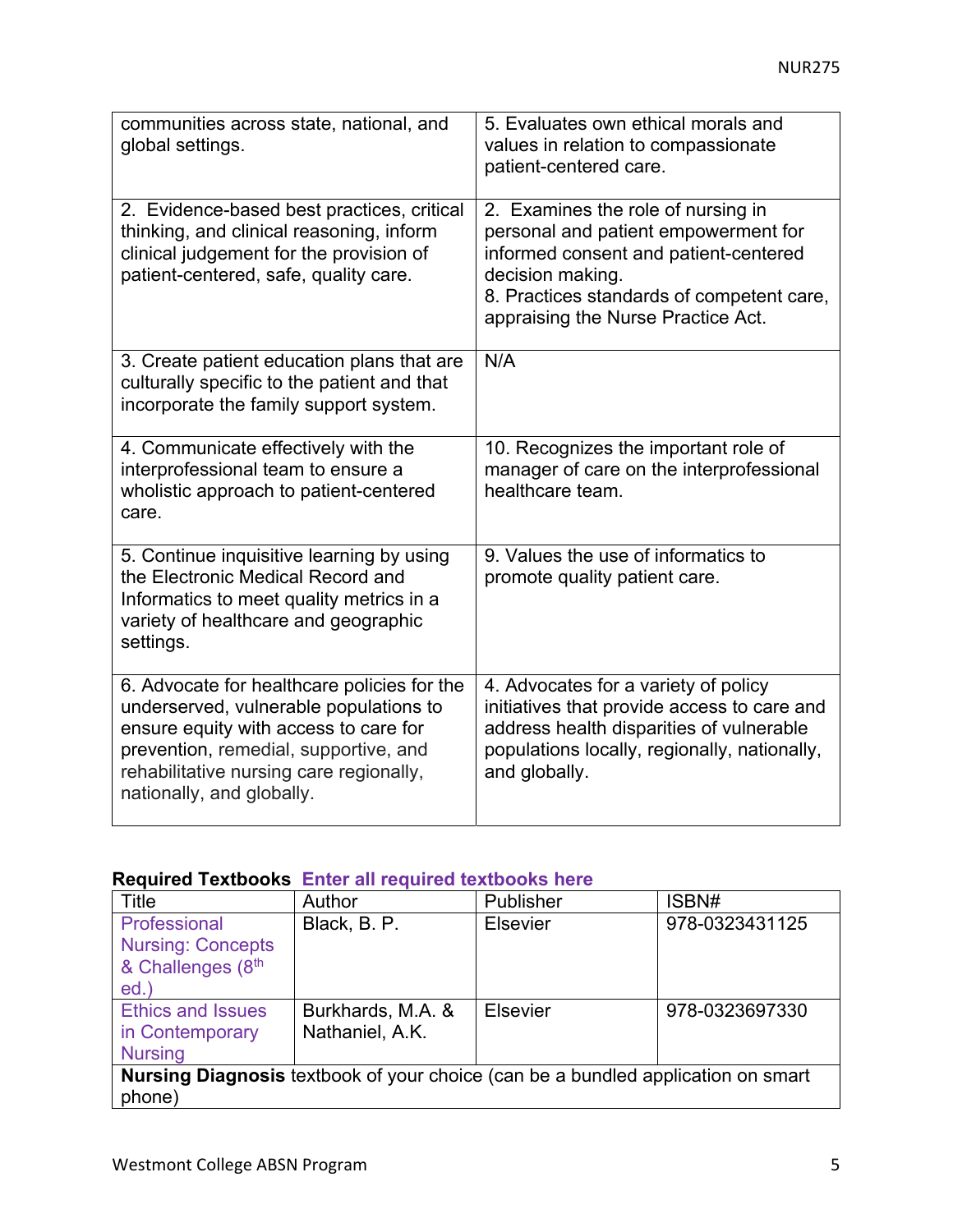| | |
|---|---|
| communities across state, national, and global settings. | 5. Evaluates own ethical morals and values in relation to compassionate patient-centered care. |
| 2. Evidence-based best practices, critical thinking, and clinical reasoning, inform clinical judgement for the provision of patient-centered, safe, quality care. | 2. Examines the role of nursing in personal and patient empowerment for informed consent and patient-centered decision making.<br>8. Practices standards of competent care, appraising the Nurse Practice Act. |
| 3. Create patient education plans that are culturally specific to the patient and that incorporate the family support system. | N/A |
| 4. Communicate effectively with the interprofessional team to ensure a wholistic approach to patient-centered care. | 10. Recognizes the important role of manager of care on the interprofessional healthcare team. |
| 5. Continue inquisitive learning by using the Electronic Medical Record and Informatics to meet quality metrics in a variety of healthcare and geographic settings. | 9. Values the use of informatics to promote quality patient care. |
| 6. Advocate for healthcare policies for the underserved, vulnerable populations to ensure equity with access to care for prevention, remedial, supportive, and rehabilitative nursing care regionally, nationally, and globally. | 4. Advocates for a variety of policy initiatives that provide access to care and address health disparities of vulnerable populations locally, regionally, nationally, and globally. |

**Required Textbooks** **Enter all required textbooks here**

| Title | Author | Publisher | ISBN# |
|---|---|---|---|
| Professional Nursing: Concepts & Challenges (8th ed.) | Black, B. P. | Elsevier | 978-0323431125 |
| Ethics and Issues in Contemporary Nursing | Burkhards, M.A. & Nathaniel, A.K. | Elsevier | 978-0323697330 |
| **Nursing Diagnosis** textbook of your choice (can be a bundled application on smart phone) | | | |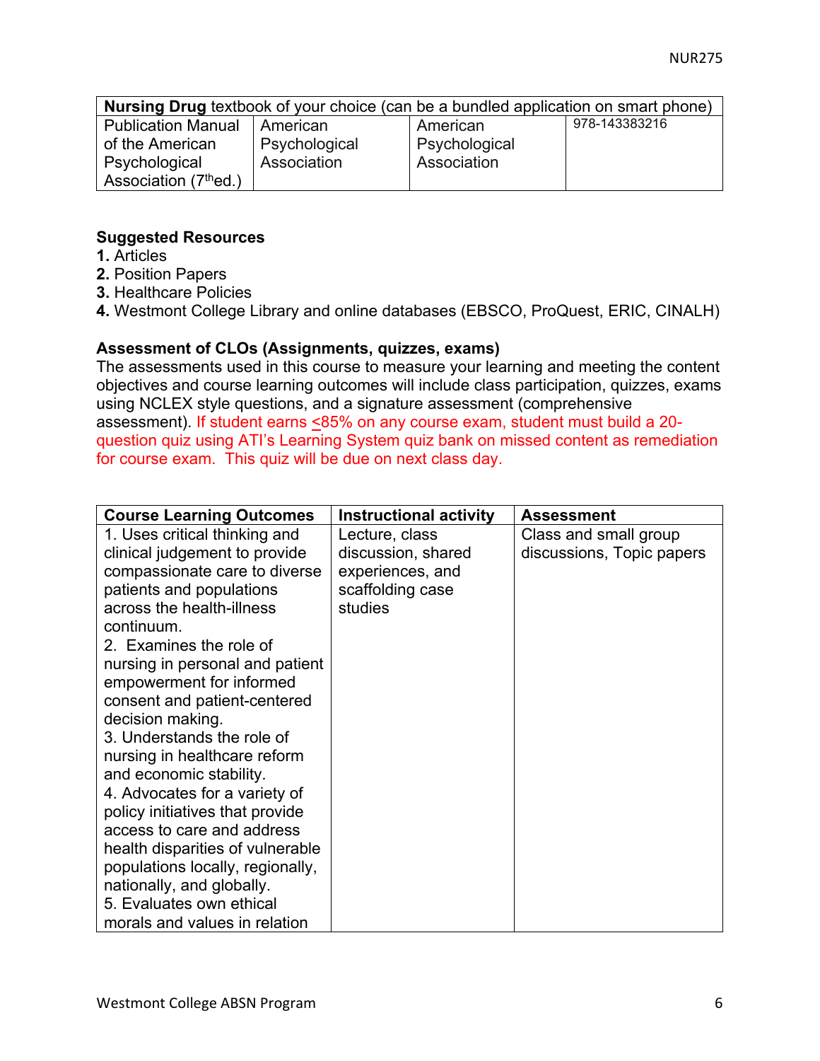| **Nursing Drug** textbook of your choice (can be a bundled application on smart phone) | | | |
|---|---|---|---|
| Publication Manual of the American Psychological Association (7th ed.) | American Psychological Association | American Psychological Association | 978-143383216 |

**Suggested Resources**
**1.** Articles
**2.** Position Papers
**3.** Healthcare Policies
**4.** Westmont College Library and online databases (EBSCO, ProQuest, ERIC, CINALH)

**Assessment of CLOs (Assignments, quizzes, exams)**
The assessments used in this course to measure your learning and meeting the content objectives and course learning outcomes will include class participation, quizzes, exams using NCLEX style questions, and a signature assessment (comprehensive assessment). If student earns ≤85% on any course exam, student must build a 20-question quiz using ATI's Learning System quiz bank on missed content as remediation for course exam. This quiz will be due on next class day.

| Course Learning Outcomes | Instructional activity | Assessment |
|---|---|---|
| 1. Uses critical thinking and clinical judgement to provide compassionate care to diverse patients and populations across the health-illness continuum.<br>2. Examines the role of nursing in personal and patient empowerment for informed consent and patient-centered decision making.<br>3. Understands the role of nursing in healthcare reform and economic stability.<br>4. Advocates for a variety of policy initiatives that provide access to care and address health disparities of vulnerable populations locally, regionally, nationally, and globally.<br>5. Evaluates own ethical morals and values in relation | Lecture, class discussion, shared experiences, and scaffolding case studies | Class and small group discussions, Topic papers |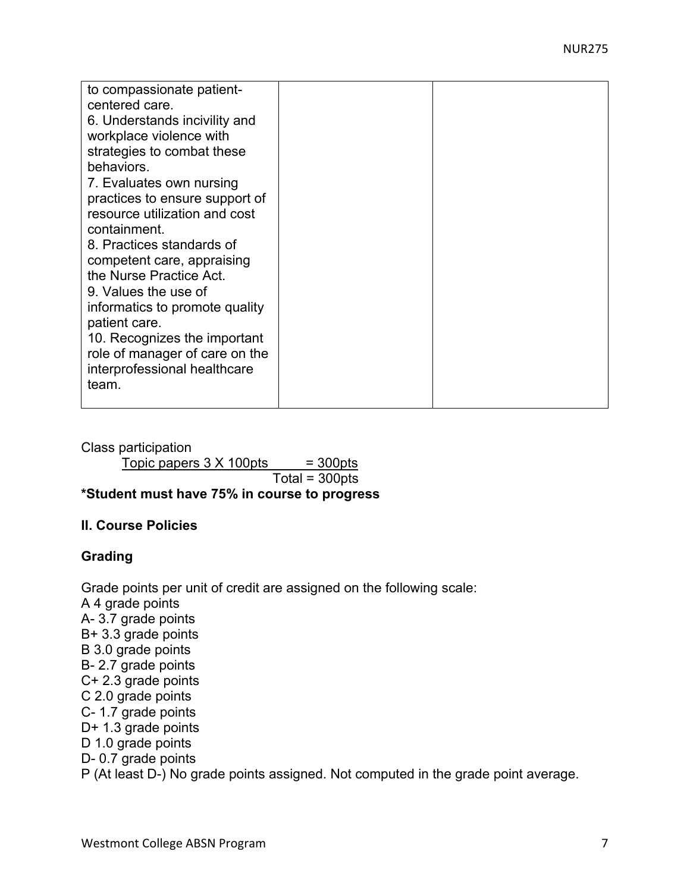| | | |
|---|---|---|
| to compassionate patient-centered care.<br>6. Understands incivility and workplace violence with strategies to combat these behaviors.<br>7. Evaluates own nursing practices to ensure support of resource utilization and cost containment.<br>8. Practices standards of competent care, appraising the Nurse Practice Act.<br>9. Values the use of informatics to promote quality patient care.<br>10. Recognizes the important role of manager of care on the interprofessional healthcare team. | | |

Class participation

Topic papers 3 X 100pts = 300pts

Total = 300pts

**\*Student must have 75% in course to progress**

## II. Course Policies

### Grading

Grade points per unit of credit are assigned on the following scale:

A 4 grade points
A- 3.7 grade points
B+ 3.3 grade points
B 3.0 grade points
B- 2.7 grade points
C+ 2.3 grade points
C 2.0 grade points
C- 1.7 grade points
D+ 1.3 grade points
D 1.0 grade points
D- 0.7 grade points
P (At least D-) No grade points assigned. Not computed in the grade point average.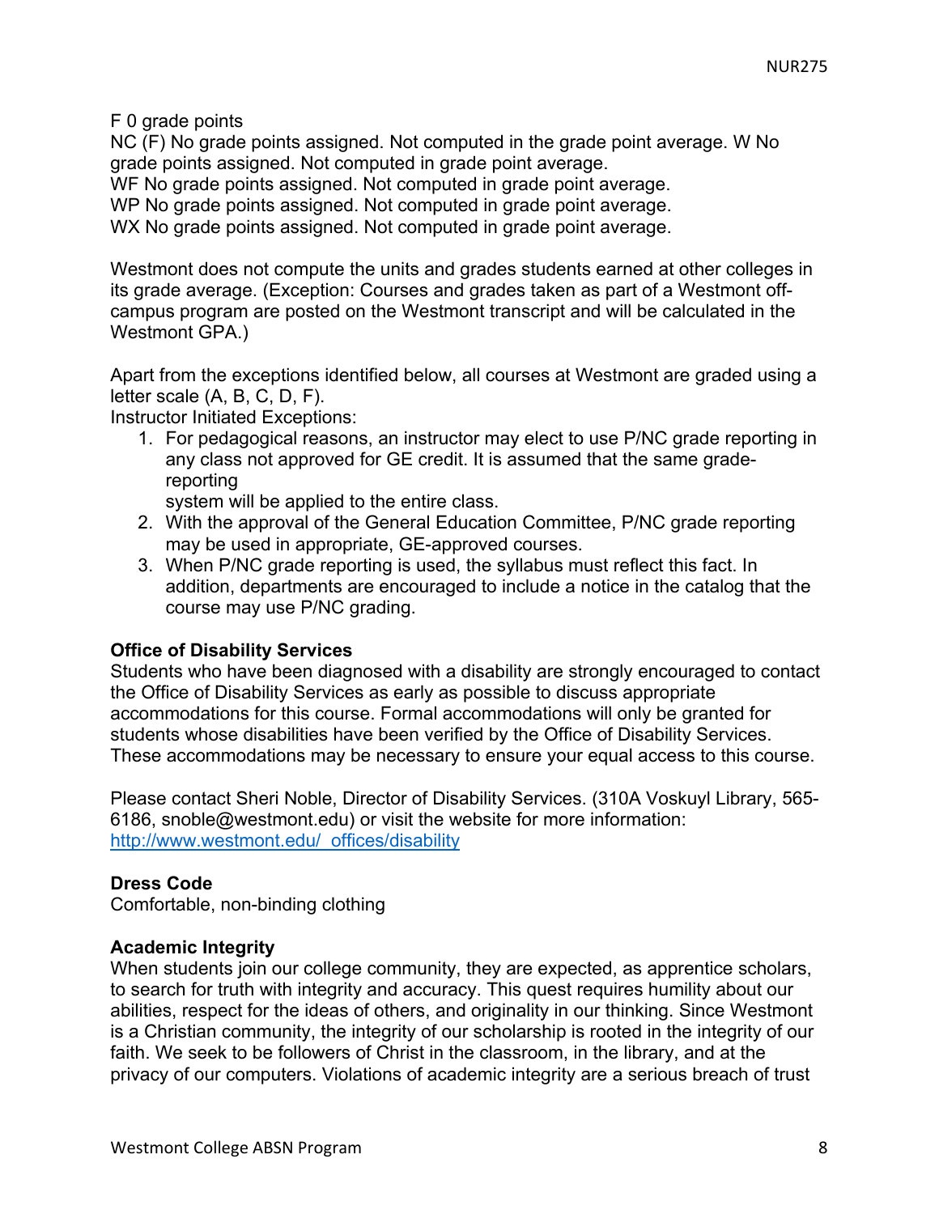F 0 grade points
NC (F) No grade points assigned. Not computed in the grade point average. W No grade points assigned. Not computed in grade point average.
WF No grade points assigned. Not computed in grade point average.
WP No grade points assigned. Not computed in grade point average.
WX No grade points assigned. Not computed in grade point average.

Westmont does not compute the units and grades students earned at other colleges in its grade average. (Exception: Courses and grades taken as part of a Westmont off-campus program are posted on the Westmont transcript and will be calculated in the Westmont GPA.)

Apart from the exceptions identified below, all courses at Westmont are graded using a letter scale (A, B, C, D, F).
Instructor Initiated Exceptions:

1. For pedagogical reasons, an instructor may elect to use P/NC grade reporting in any class not approved for GE credit. It is assumed that the same grade-reporting system will be applied to the entire class.
2. With the approval of the General Education Committee, P/NC grade reporting may be used in appropriate, GE-approved courses.
3. When P/NC grade reporting is used, the syllabus must reflect this fact. In addition, departments are encouraged to include a notice in the catalog that the course may use P/NC grading.

**Office of Disability Services**
Students who have been diagnosed with a disability are strongly encouraged to contact the Office of Disability Services as early as possible to discuss appropriate accommodations for this course. Formal accommodations will only be granted for students whose disabilities have been verified by the Office of Disability Services. These accommodations may be necessary to ensure your equal access to this course.

Please contact Sheri Noble, Director of Disability Services. (310A Voskuyl Library, 565-6186, snoble@westmont.edu) or visit the website for more information: [http://www.westmont.edu/_offices/disability](http://www.westmont.edu/_offices/disability)

**Dress Code**
Comfortable, non-binding clothing

**Academic Integrity**
When students join our college community, they are expected, as apprentice scholars, to search for truth with integrity and accuracy. This quest requires humility about our abilities, respect for the ideas of others, and originality in our thinking. Since Westmont is a Christian community, the integrity of our scholarship is rooted in the integrity of our faith. We seek to be followers of Christ in the classroom, in the library, and at the privacy of our computers. Violations of academic integrity are a serious breach of trust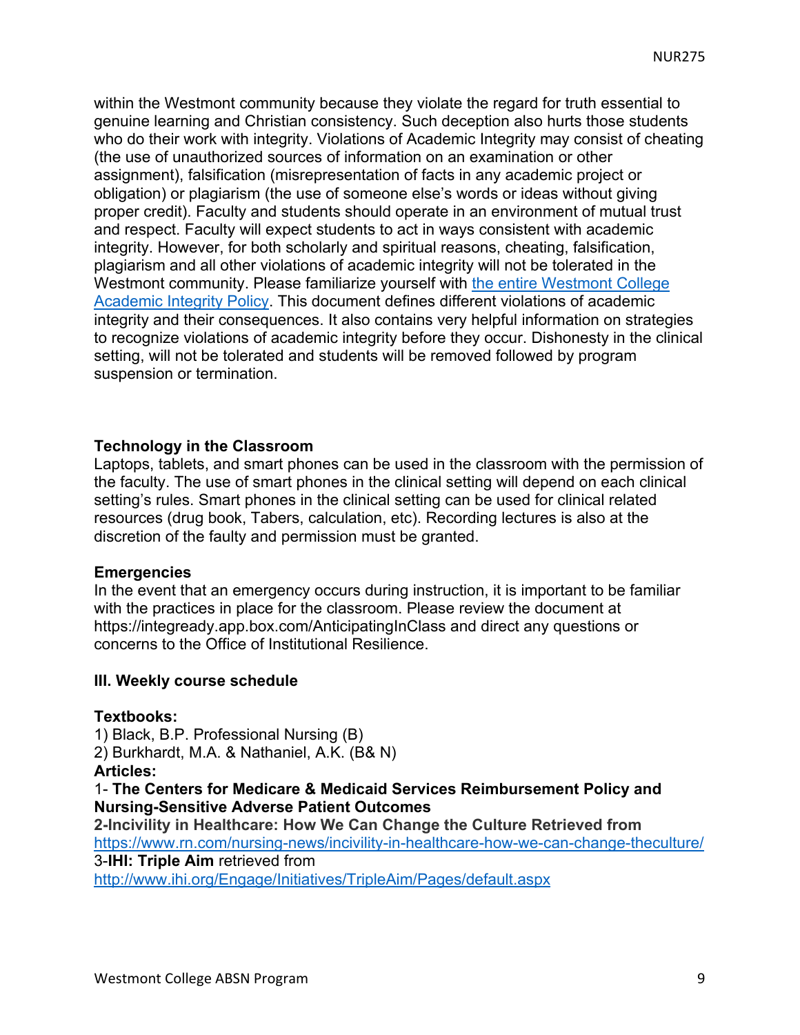within the Westmont community because they violate the regard for truth essential to genuine learning and Christian consistency. Such deception also hurts those students who do their work with integrity. Violations of Academic Integrity may consist of cheating (the use of unauthorized sources of information on an examination or other assignment), falsification (misrepresentation of facts in any academic project or obligation) or plagiarism (the use of someone else's words or ideas without giving proper credit). Faculty and students should operate in an environment of mutual trust and respect. Faculty will expect students to act in ways consistent with academic integrity. However, for both scholarly and spiritual reasons, cheating, falsification, plagiarism and all other violations of academic integrity will not be tolerated in the Westmont community. Please familiarize yourself with [the entire Westmont College Academic Integrity Policy](). This document defines different violations of academic integrity and their consequences. It also contains very helpful information on strategies to recognize violations of academic integrity before they occur. Dishonesty in the clinical setting, will not be tolerated and students will be removed followed by program suspension or termination.

**Technology in the Classroom**

Laptops, tablets, and smart phones can be used in the classroom with the permission of the faculty. The use of smart phones in the clinical setting will depend on each clinical setting's rules. Smart phones in the clinical setting can be used for clinical related resources (drug book, Tabers, calculation, etc). Recording lectures is also at the discretion of the faulty and permission must be granted.

**Emergencies**

In the event that an emergency occurs during instruction, it is important to be familiar with the practices in place for the classroom. Please review the document at https://integready.app.box.com/AnticipatingInClass and direct any questions or concerns to the Office of Institutional Resilience.

## III. Weekly course schedule

**Textbooks:**

1) Black, B.P. Professional Nursing (B)
2) Burkhardt, M.A. & Nathaniel, A.K. (B& N)

**Articles:**

1- **The Centers for Medicare & Medicaid Services Reimbursement Policy and Nursing-Sensitive Adverse Patient Outcomes**

**2-Incivility in Healthcare: How We Can Change the Culture Retrieved from** https://www.rn.com/nursing-news/incivility-in-healthcare-how-we-can-change-theculture/

3-**IHI: Triple Aim** retrieved from http://www.ihi.org/Engage/Initiatives/TripleAim/Pages/default.aspx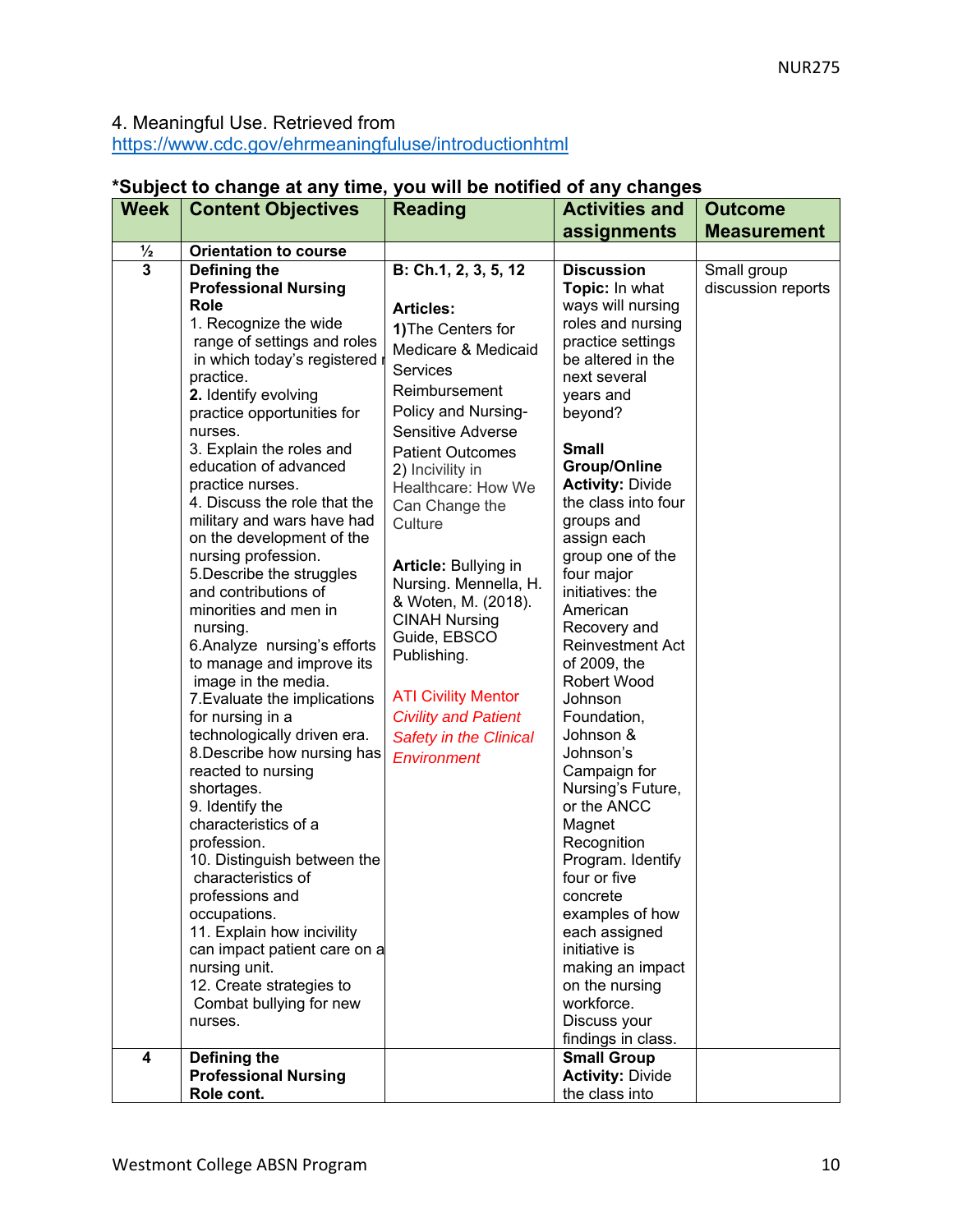4. Meaningful Use. Retrieved from https://www.cdc.gov/ehrmeaningfuluse/introductionhtml

**\*Subject to change at any time, you will be notified of any changes**

| Week | Content Objectives | Reading | Activities and assignments | Outcome Measurement |
|---|---|---|---|---|
| ½ | **Orientation to course** | | | |
| 3 | **Defining the Professional Nursing Role**<br>1. Recognize the wide range of settings and roles in which today's registered r practice.<br>**2.** Identify evolving practice opportunities for nurses.<br>3. Explain the roles and education of advanced practice nurses.<br>4. Discuss the role that the military and wars have had on the development of the nursing profession.<br>5.Describe the struggles and contributions of minorities and men in nursing.<br>6.Analyze nursing's efforts to manage and improve its image in the media.<br>7.Evaluate the implications for nursing in a technologically driven era.<br>8.Describe how nursing has reacted to nursing shortages.<br>9. Identify the characteristics of a profession.<br>10. Distinguish between the characteristics of professions and occupations.<br>11. Explain how incivility can impact patient care on a nursing unit.<br>12. Create strategies to Combat bullying for new nurses. | **B: Ch.1, 2, 3, 5, 12**<br><br>**Articles:**<br>**1)**The Centers for Medicare & Medicaid Services Reimbursement Policy and Nursing-Sensitive Adverse Patient Outcomes<br>2) Incivility in Healthcare: How We Can Change the Culture<br><br>**Article:** Bullying in Nursing. Mennella, H. & Woten, M. (2018). CINAH Nursing Guide, EBSCO Publishing.<br><br>ATI Civility Mentor<br>*Civility and Patient Safety in the Clinical Environment* | **Discussion Topic:** In what ways will nursing roles and nursing practice settings be altered in the next several years and beyond?<br><br>**Small Group/Online Activity:** Divide the class into four groups and assign each group one of the four major initiatives: the American Recovery and Reinvestment Act of 2009, the Robert Wood Johnson Foundation, Johnson & Johnson's Campaign for Nursing's Future, or the ANCC Magnet Recognition Program. Identify four or five concrete examples of how each assigned initiative is making an impact on the nursing workforce. Discuss your findings in class. | Small group discussion reports |
| 4 | **Defining the Professional Nursing Role cont.** | | **Small Group Activity:** Divide the class into | |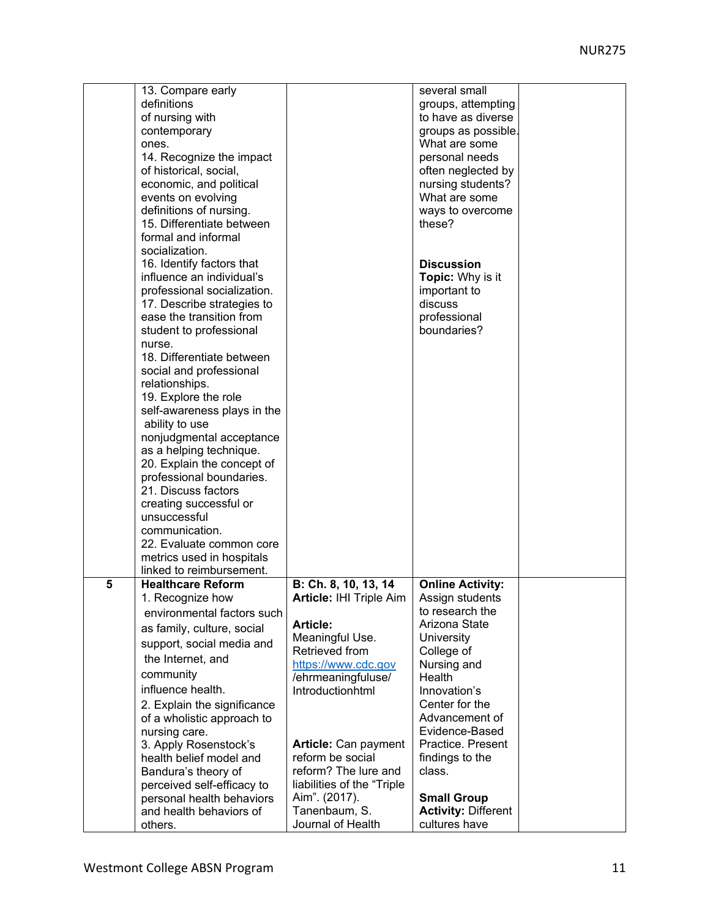| | | | | |
|---|---|---|---|---|
| | 13. Compare early definitions of nursing with contemporary ones.<br>14. Recognize the impact of historical, social, economic, and political events on evolving definitions of nursing.<br>15. Differentiate between formal and informal socialization.<br>16. Identify factors that influence an individual's professional socialization.<br>17. Describe strategies to ease the transition from student to professional nurse.<br>18. Differentiate between social and professional relationships.<br>19. Explore the role self-awareness plays in the ability to use nonjudgmental acceptance as a helping technique.<br>20. Explain the concept of professional boundaries.<br>21. Discuss factors creating successful or unsuccessful communication.<br>22. Evaluate common core metrics used in hospitals linked to reimbursement. | | several small groups, attempting to have as diverse groups as possible. What are some personal needs often neglected by nursing students? What are some ways to overcome these?<br><br>**Discussion Topic:** Why is it important to discuss professional boundaries? | |
| 5 | **Healthcare Reform**<br>1. Recognize how environmental factors such as family, culture, social support, social media and the Internet, and community influence health.<br>2. Explain the significance of a wholistic approach to nursing care.<br>3. Apply Rosenstock's health belief model and Bandura's theory of perceived self-efficacy to personal health behaviors and health behaviors of others. | **B: Ch. 8, 10, 13, 14**<br>**Article:** IHI Triple Aim<br><br>**Article:** Meaningful Use. Retrieved from https://www.cdc.gov/ehrmeaningfuluse/Introductionhtml<br><br>**Article:** Can payment reform be social reform? The lure and liabilities of the "Triple Aim". (2017). Tanenbaum, S. Journal of Health | **Online Activity:** Assign students to research the Arizona State University College of Nursing and Health Innovation's Center for the Advancement of Evidence-Based Practice. Present findings to the class.<br><br>**Small Group Activity:** Different cultures have | |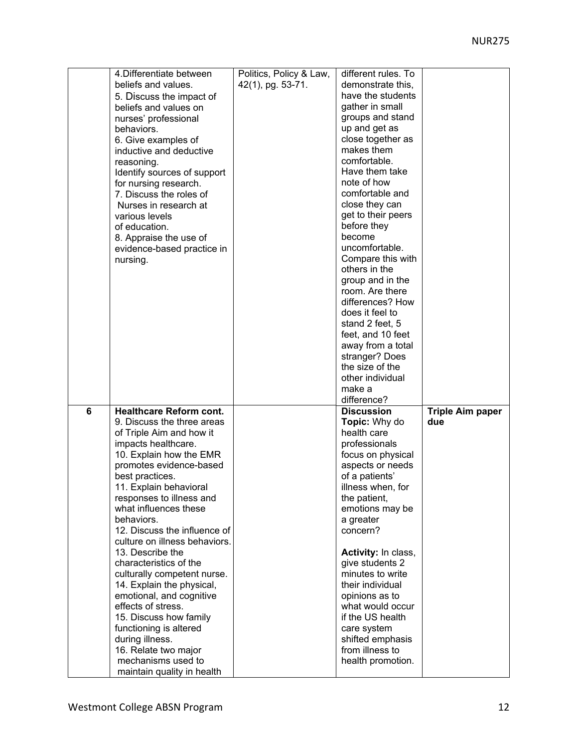| | | | | |
|---|---|---|---|---|
| | 4. Differentiate between beliefs and values.<br>5. Discuss the impact of beliefs and values on nurses' professional behaviors.<br>6. Give examples of inductive and deductive reasoning.<br>Identify sources of support for nursing research.<br>7. Discuss the roles of Nurses in research at various levels of education.<br>8. Appraise the use of evidence-based practice in nursing. | Politics, Policy & Law, 42(1), pg. 53-71. | different rules. To demonstrate this, have the students gather in small groups and stand up and get as close together as makes them comfortable. Have them take note of how comfortable and close they can get to their peers before they become uncomfortable. Compare this with others in the group and in the room. Are there differences? How does it feel to stand 2 feet, 5 feet, and 10 feet away from a total stranger? Does the size of the other individual make a difference? | |
| **6** | **Healthcare Reform cont.**<br>9. Discuss the three areas of Triple Aim and how it impacts healthcare.<br>10. Explain how the EMR promotes evidence-based best practices.<br>11. Explain behavioral responses to illness and what influences these behaviors.<br>12. Discuss the influence of culture on illness behaviors.<br>13. Describe the characteristics of the culturally competent nurse.<br>14. Explain the physical, emotional, and cognitive effects of stress.<br>15. Discuss how family functioning is altered during illness.<br>16. Relate two major mechanisms used to maintain quality in health | | **Discussion Topic:** Why do health care professionals focus on physical aspects or needs of a patients' illness when, for the patient, emotions may be a greater concern?<br><br>**Activity:** In class, give students 2 minutes to write their individual opinions as to what would occur if the US health care system shifted emphasis from illness to health promotion. | **Triple Aim paper due** |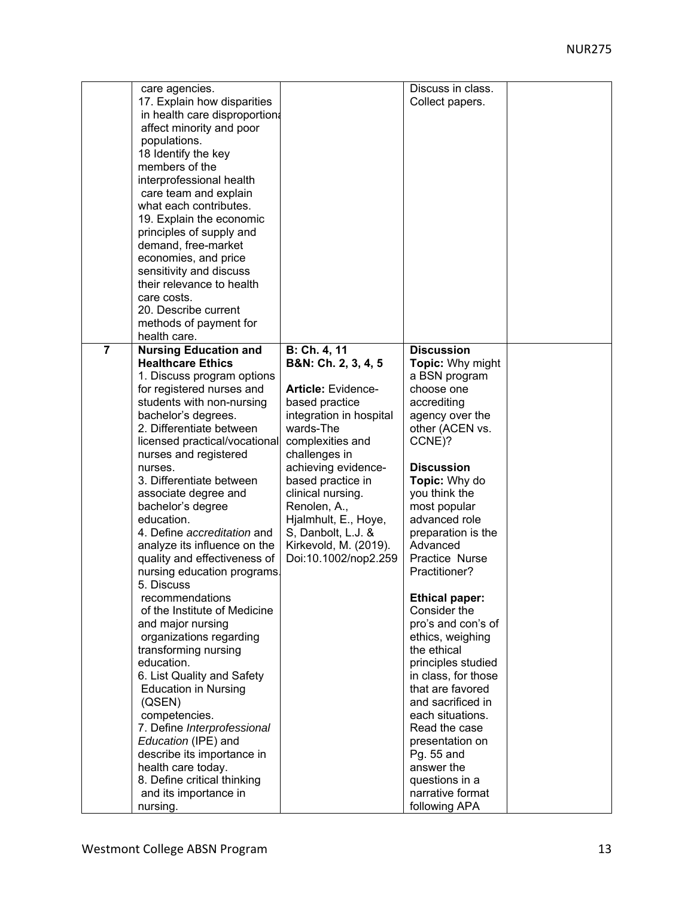| | | | | |
|---|---|---|---|---|
| | care agencies.<br>17. Explain how disparities in health care disproportiona affect minority and poor populations.<br>18 Identify the key members of the interprofessional health care team and explain what each contributes.<br>19. Explain the economic principles of supply and demand, free-market economies, and price sensitivity and discuss their relevance to health care costs.<br>20. Describe current methods of payment for health care. | | Discuss in class. Collect papers. | |
| **7** | **Nursing Education and Healthcare Ethics**<br>1. Discuss program options for registered nurses and students with non-nursing bachelor's degrees.<br>2. Differentiate between licensed practical/vocational nurses and registered nurses.<br>3. Differentiate between associate degree and bachelor's degree education.<br>4. Define *accreditation* and analyze its influence on the quality and effectiveness of nursing education programs.<br>5. Discuss recommendations of the Institute of Medicine and major nursing organizations regarding transforming nursing education.<br>6. List Quality and Safety Education in Nursing (QSEN) competencies.<br>7. Define *Interprofessional Education* (IPE) and describe its importance in health care today.<br>8. Define critical thinking and its importance in nursing. | **B: Ch. 4, 11**<br>**B&N: Ch. 2, 3, 4, 5**<br><br>**Article:** Evidence-based practice integration in hospital wards-The complexities and challenges in achieving evidence-based practice in clinical nursing. Renolen, A., Hjalmhult, E., Hoye, S, Danbolt, L.J. & Kirkevold, M. (2019). Doi:10.1002/nop2.259 | **Discussion Topic:** Why might a BSN program choose one accrediting agency over the other (ACEN vs. CCNE)?<br><br>**Discussion Topic:** Why do you think the most popular advanced role preparation is the Advanced Practice Nurse Practitioner?<br><br>**Ethical paper:** Consider the pro's and con's of ethics, weighing the ethical principles studied in class, for those that are favored and sacrificed in each situations. Read the case presentation on Pg. 55 and answer the questions in a narrative format following APA | |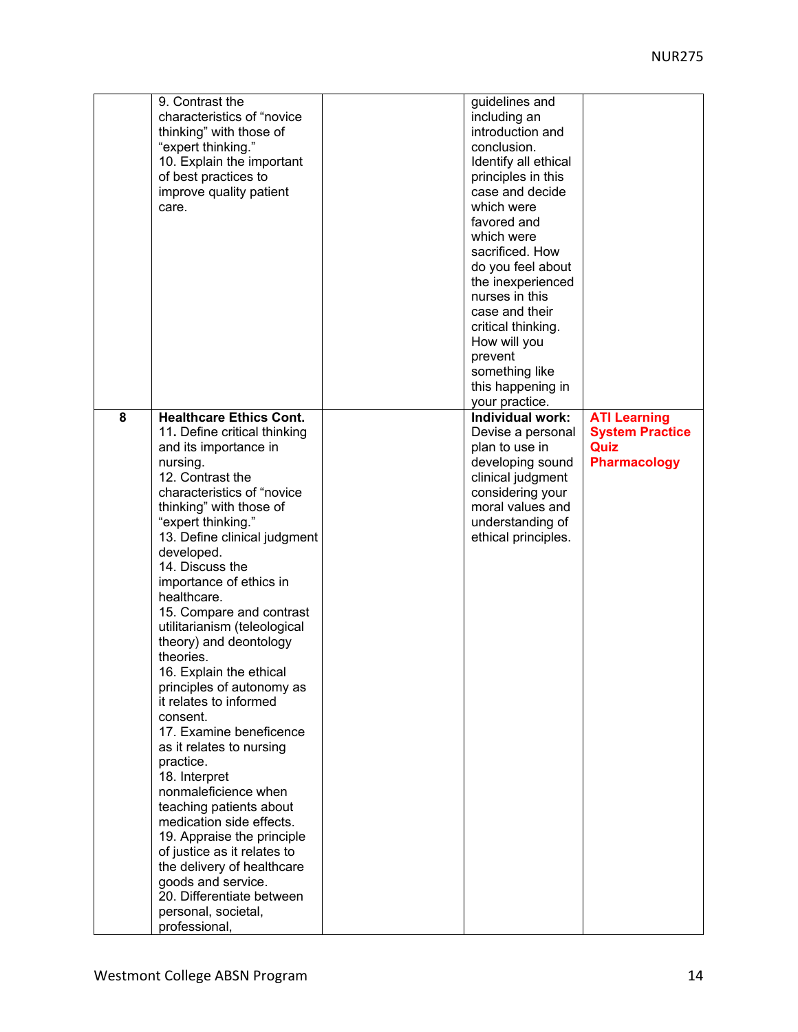| | | | | |
|---|---|---|---|---|
| | 9. Contrast the characteristics of "novice thinking" with those of "expert thinking."<br>10. Explain the important of best practices to improve quality patient care. | | guidelines and including an introduction and conclusion. Identify all ethical principles in this case and decide which were favored and which were sacrificed. How do you feel about the inexperienced nurses in this case and their critical thinking. How will you prevent something like this happening in your practice. | |
| **8** | **Healthcare Ethics Cont.**<br>11**.** Define critical thinking and its importance in nursing.<br>12. Contrast the characteristics of "novice thinking" with those of "expert thinking."<br>13. Define clinical judgment developed.<br>14. Discuss the importance of ethics in healthcare.<br>15. Compare and contrast utilitarianism (teleological theory) and deontology theories.<br>16. Explain the ethical principles of autonomy as it relates to informed consent.<br>17. Examine beneficence as it relates to nursing practice.<br>18. Interpret nonmaleficience when teaching patients about medication side effects.<br>19. Appraise the principle of justice as it relates to the delivery of healthcare goods and service.<br>20. Differentiate between personal, societal, professional, | | **Individual work:** Devise a personal plan to use in developing sound clinical judgment considering your moral values and understanding of ethical principles. | **ATI Learning System Practice Quiz Pharmacology** |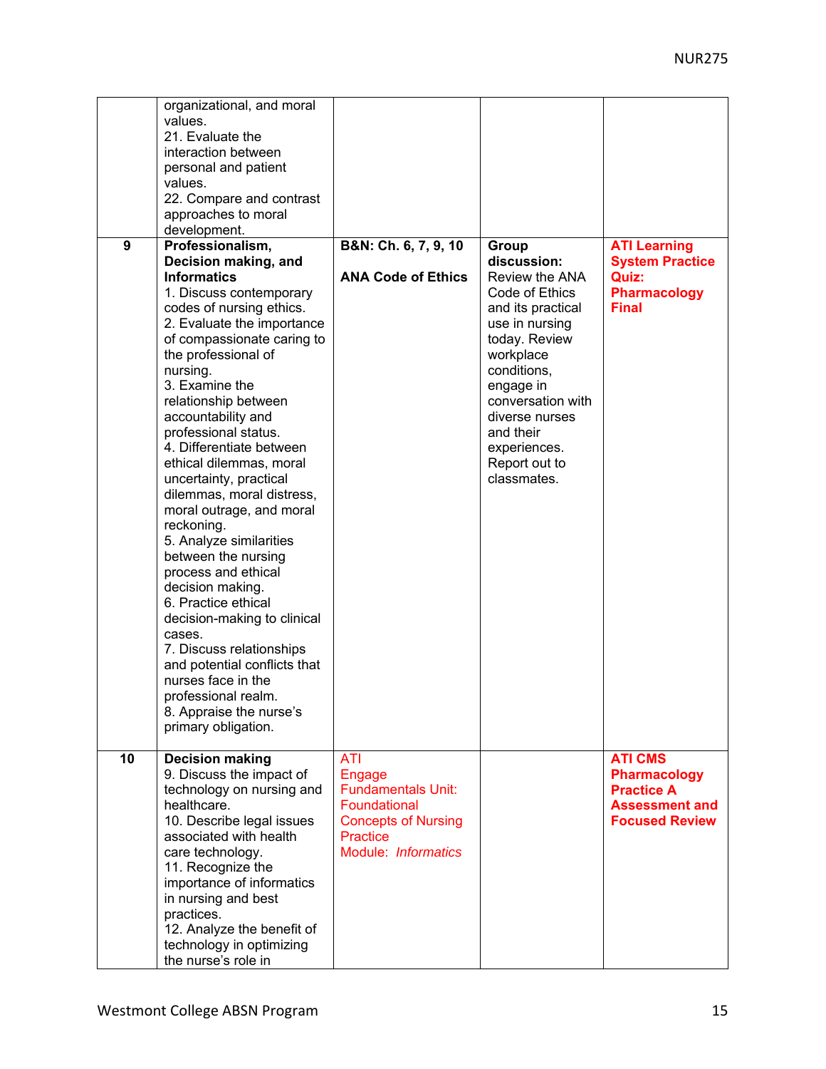| | | | | |
|---|---|---|---|---|
| | organizational, and moral values.<br>21. Evaluate the interaction between personal and patient values.<br>22. Compare and contrast approaches to moral development. | | | |
| **9** | **Professionalism, Decision making, and Informatics**<br>1. Discuss contemporary codes of nursing ethics.<br>2. Evaluate the importance of compassionate caring to the professional of nursing.<br>3. Examine the relationship between accountability and professional status.<br>4. Differentiate between ethical dilemmas, moral uncertainty, practical dilemmas, moral distress, moral outrage, and moral reckoning.<br>5. Analyze similarities between the nursing process and ethical decision making.<br>6. Practice ethical decision-making to clinical cases.<br>7. Discuss relationships and potential conflicts that nurses face in the professional realm.<br>8. Appraise the nurse's primary obligation. | **B&N: Ch. 6, 7, 9, 10**<br><br>**ANA Code of Ethics** | **Group discussion:** Review the ANA Code of Ethics and its practical use in nursing today. Review workplace conditions, engage in conversation with diverse nurses and their experiences. Report out to classmates. | **ATI Learning System Practice Quiz: Pharmacology Final** |
| **10** | **Decision making**<br>9. Discuss the impact of technology on nursing and healthcare.<br>10. Describe legal issues associated with health care technology.<br>11. Recognize the importance of informatics in nursing and best practices.<br>12. Analyze the benefit of technology in optimizing the nurse's role in | ATI Engage Fundamentals Unit: Foundational Concepts of Nursing Practice Module: *Informatics* | | **ATI CMS Pharmacology Practice A Assessment and Focused Review** |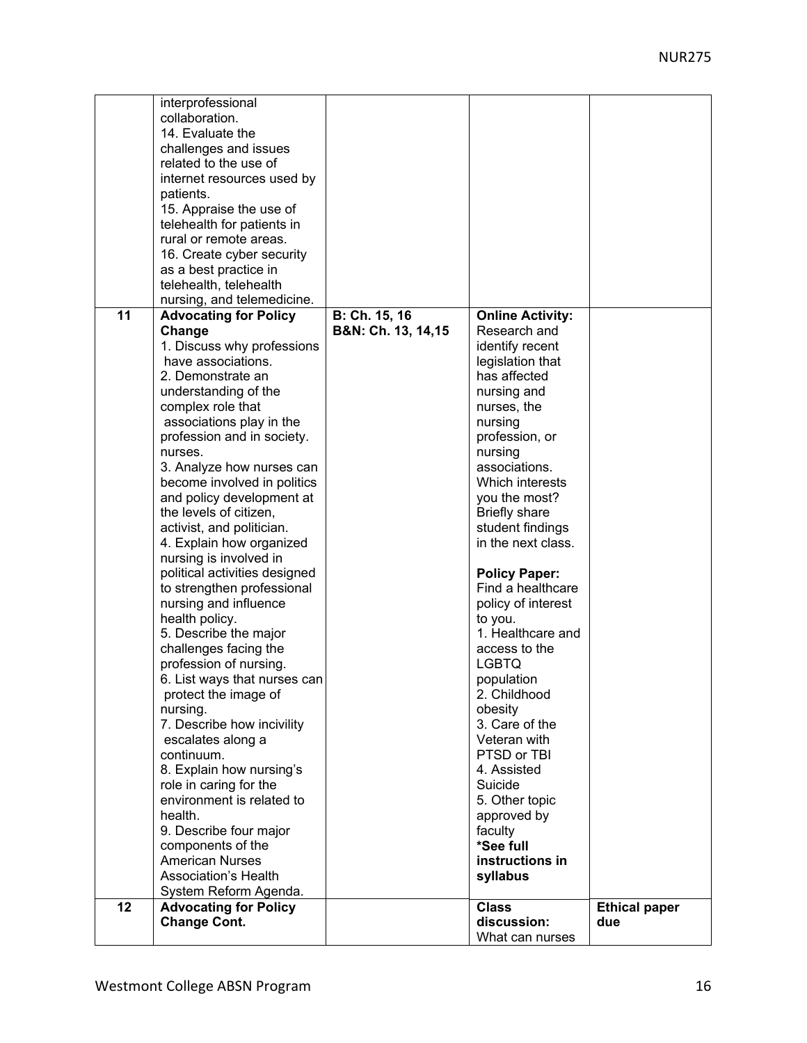| | | | | |
|---|---|---|---|---|
| | interprofessional collaboration.<br>14. Evaluate the challenges and issues related to the use of internet resources used by patients.<br>15. Appraise the use of telehealth for patients in rural or remote areas.<br>16. Create cyber security as a best practice in telehealth, telehealth nursing, and telemedicine. | | | |
| **11** | **Advocating for Policy Change**<br>1. Discuss why professions have associations.<br>2. Demonstrate an understanding of the complex role that associations play in the profession and in society. nurses.<br>3. Analyze how nurses can become involved in politics and policy development at the levels of citizen, activist, and politician.<br>4. Explain how organized nursing is involved in political activities designed to strengthen professional nursing and influence health policy.<br>5. Describe the major challenges facing the profession of nursing.<br>6. List ways that nurses can protect the image of nursing.<br>7. Describe how incivility escalates along a continuum.<br>8. Explain how nursing's role in caring for the environment is related to health.<br>9. Describe four major components of the American Nurses Association's Health System Reform Agenda. | **B: Ch. 15, 16**<br>**B&N: Ch. 13, 14,15** | **Online Activity:** Research and identify recent legislation that has affected nursing and nurses, the nursing profession, or nursing associations. Which interests you the most? Briefly share student findings in the next class.<br><br>**Policy Paper:** Find a healthcare policy of interest to you.<br>1. Healthcare and access to the LGBTQ population<br>2. Childhood obesity<br>3. Care of the Veteran with PTSD or TBI<br>4. Assisted Suicide<br>5. Other topic approved by faculty<br>***See full instructions in syllabus** | |
| **12** | **Advocating for Policy Change Cont.** | | **Class discussion:** What can nurses | **Ethical paper due** |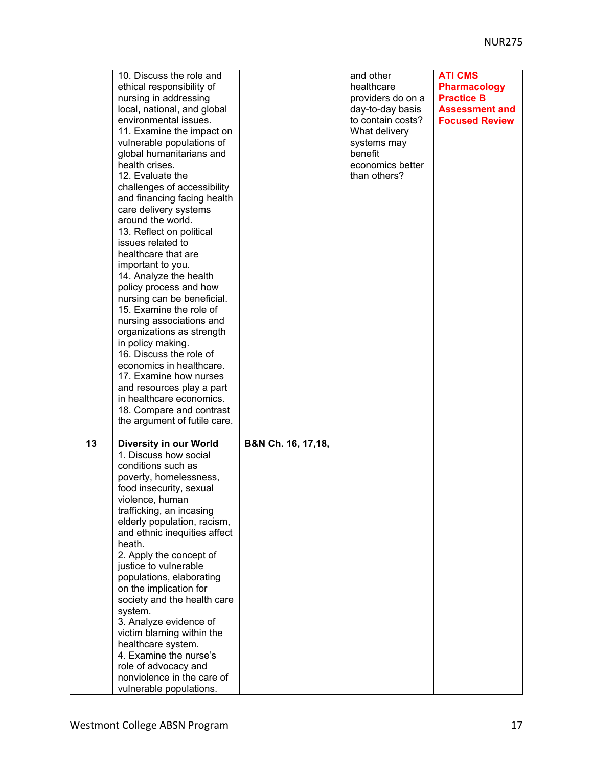| | | | | |
|---|---|---|---|---|
| | 10. Discuss the role and ethical responsibility of nursing in addressing local, national, and global environmental issues.<br>11. Examine the impact on vulnerable populations of global humanitarians and health crises.<br>12. Evaluate the challenges of accessibility and financing facing health care delivery systems around the world.<br>13. Reflect on political issues related to healthcare that are important to you.<br>14. Analyze the health policy process and how nursing can be beneficial.<br>15. Examine the role of nursing associations and organizations as strength in policy making.<br>16. Discuss the role of economics in healthcare.<br>17. Examine how nurses and resources play a part in healthcare economics.<br>18. Compare and contrast the argument of futile care. | | and other healthcare providers do on a day-to-day basis to contain costs? What delivery systems may benefit economics better than others? | **ATI CMS Pharmacology Practice B Assessment and Focused Review** |
| **13** | **Diversity in our World**<br>1. Discuss how social conditions such as poverty, homelessness, food insecurity, sexual violence, human trafficking, an incasing elderly population, racism, and ethnic inequities affect heath.<br>2. Apply the concept of justice to vulnerable populations, elaborating on the implication for society and the health care system.<br>3. Analyze evidence of victim blaming within the healthcare system.<br>4. Examine the nurse's role of advocacy and nonviolence in the care of vulnerable populations. | **B&N Ch. 16, 17,18,** | | |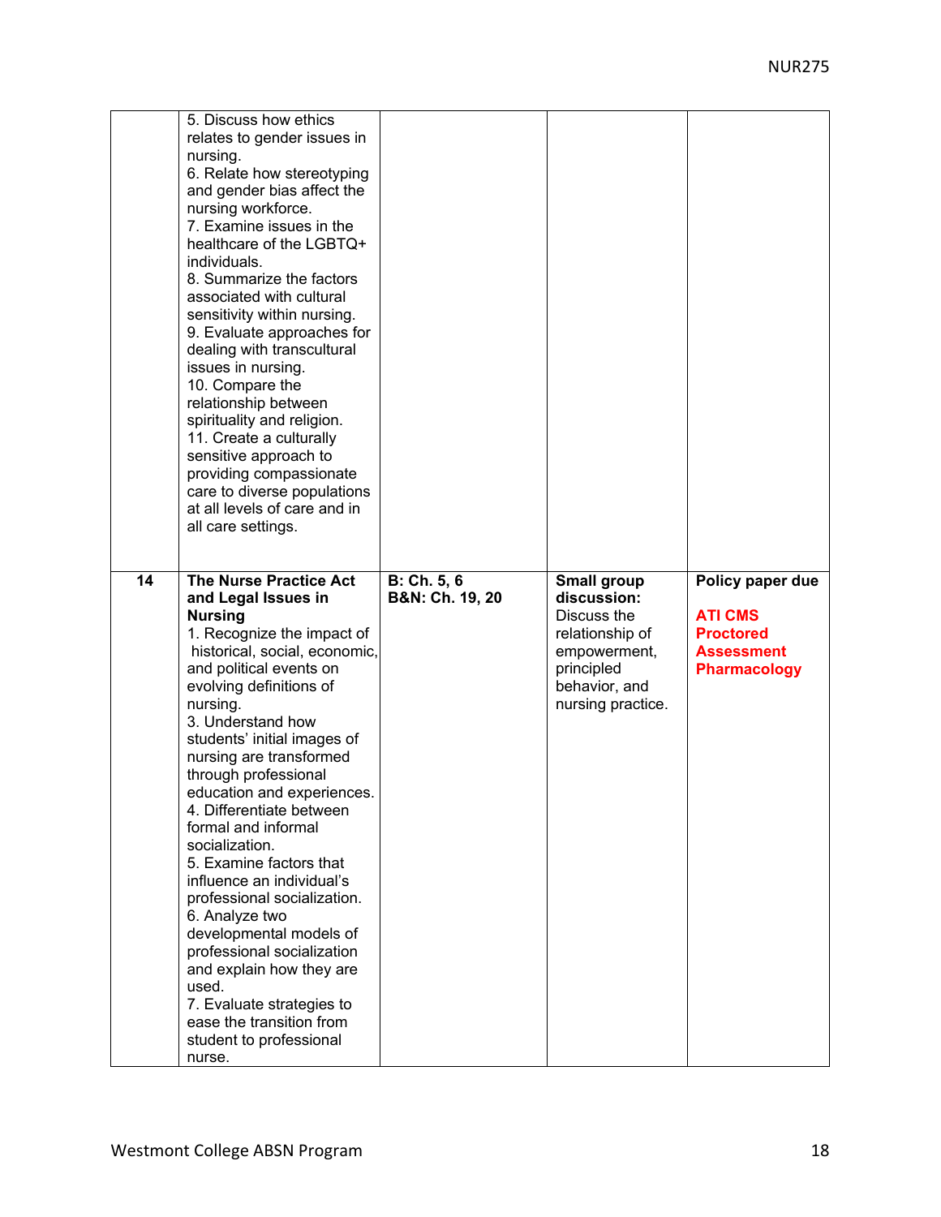| | | | | |
|---|---|---|---|---|
| | 5. Discuss how ethics relates to gender issues in nursing.<br>6. Relate how stereotyping and gender bias affect the nursing workforce.<br>7. Examine issues in the healthcare of the LGBTQ+ individuals.<br>8. Summarize the factors associated with cultural sensitivity within nursing.<br>9. Evaluate approaches for dealing with transcultural issues in nursing.<br>10. Compare the relationship between spirituality and religion.<br>11. Create a culturally sensitive approach to providing compassionate care to diverse populations at all levels of care and in all care settings. | | | |
| **14** | **The Nurse Practice Act and Legal Issues in Nursing**<br>1. Recognize the impact of historical, social, economic, and political events on evolving definitions of nursing.<br>3. Understand how students' initial images of nursing are transformed through professional education and experiences.<br>4. Differentiate between formal and informal socialization.<br>5. Examine factors that influence an individual's professional socialization.<br>6. Analyze two developmental models of professional socialization and explain how they are used.<br>7. Evaluate strategies to ease the transition from student to professional nurse. | **B: Ch. 5, 6**<br>**B&N: Ch. 19, 20** | **Small group discussion:** Discuss the relationship of empowerment, principled behavior, and nursing practice. | **Policy paper due**<br><br>**ATI CMS Proctored Assessment Pharmacology** |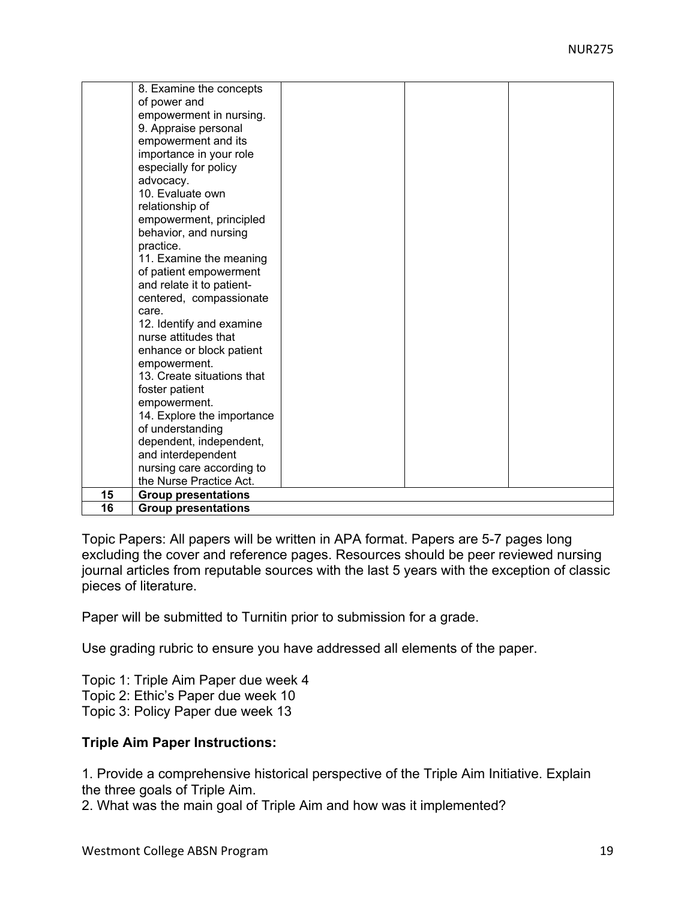| | | | | |
|---|---|---|---|---|
| | 8. Examine the concepts of power and empowerment in nursing.<br>9. Appraise personal empowerment and its importance in your role especially for policy advocacy.<br>10. Evaluate own relationship of empowerment, principled behavior, and nursing practice.<br>11. Examine the meaning of patient empowerment and relate it to patient-centered, compassionate care.<br>12. Identify and examine nurse attitudes that enhance or block patient empowerment.<br>13. Create situations that foster patient empowerment.<br>14. Explore the importance of understanding dependent, independent, and interdependent nursing care according to the Nurse Practice Act. | | | |
| **15** | **Group presentations** | | | |
| **16** | **Group presentations** | | | |

Topic Papers: All papers will be written in APA format. Papers are 5-7 pages long excluding the cover and reference pages. Resources should be peer reviewed nursing journal articles from reputable sources with the last 5 years with the exception of classic pieces of literature.

Paper will be submitted to Turnitin prior to submission for a grade.

Use grading rubric to ensure you have addressed all elements of the paper.

Topic 1: Triple Aim Paper due week 4
Topic 2: Ethic's Paper due week 10
Topic 3: Policy Paper due week 13

**Triple Aim Paper Instructions:**

1. Provide a comprehensive historical perspective of the Triple Aim Initiative. Explain the three goals of Triple Aim.
2. What was the main goal of Triple Aim and how was it implemented?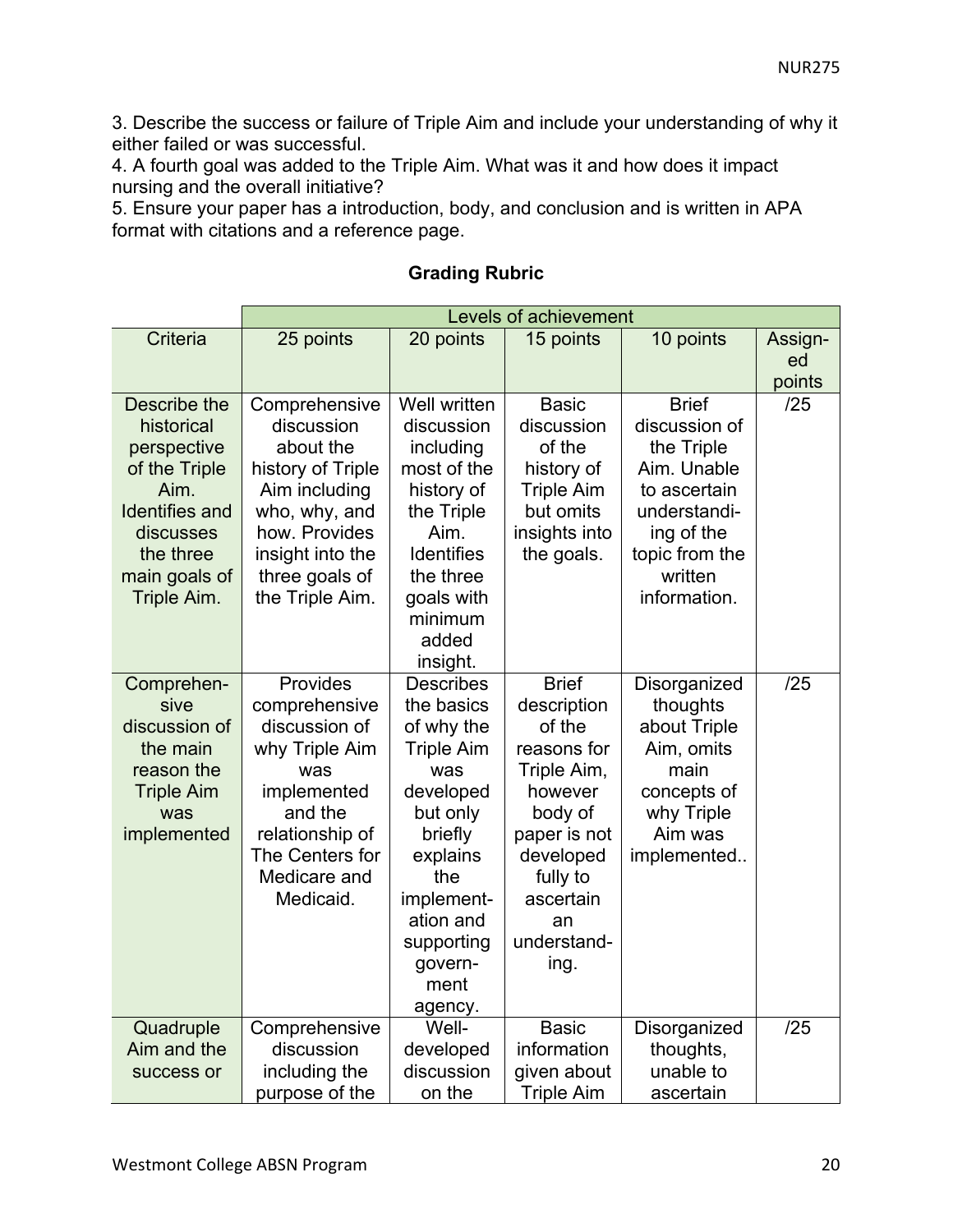3. Describe the success or failure of Triple Aim and include your understanding of why it either failed or was successful.
4. A fourth goal was added to the Triple Aim. What was it and how does it impact nursing and the overall initiative?
5. Ensure your paper has a introduction, body, and conclusion and is written in APA format with citations and a reference page.

**Grading Rubric**

| | Levels of achievement | | | | |
|---|---|---|---|---|---|
| Criteria | 25 points | 20 points | 15 points | 10 points | Assign-ed points |
| Describe the historical perspective of the Triple Aim. Identifies and discusses the three main goals of Triple Aim. | Comprehensive discussion about the history of Triple Aim including who, why, and how. Provides insight into the three goals of the Triple Aim. | Well written discussion including most of the history of the Triple Aim. Identifies the three goals with minimum added insight. | Basic discussion of the history of Triple Aim but omits insights into the goals. | Brief discussion of the Triple Aim. Unable to ascertain understandi-ing of the topic from the written information. | /25 |
| Comprehen-sive discussion of the main reason the Triple Aim was implemented | Provides comprehensive discussion of why Triple Aim was implemented and the relationship of The Centers for Medicare and Medicaid. | Describes the basics of why the Triple Aim was developed but only briefly explains the implement-ation and supporting govern-ment agency. | Brief description of the reasons for Triple Aim, however body of paper is not developed fully to ascertain an understand-ing. | Disorganized thoughts about Triple Aim, omits main concepts of why Triple Aim was implemented.. | /25 |
| Quadruple Aim and the success or | Comprehensive discussion including the purpose of the | Well-developed discussion on the | Basic information given about Triple Aim | Disorganized thoughts, unable to ascertain | /25 |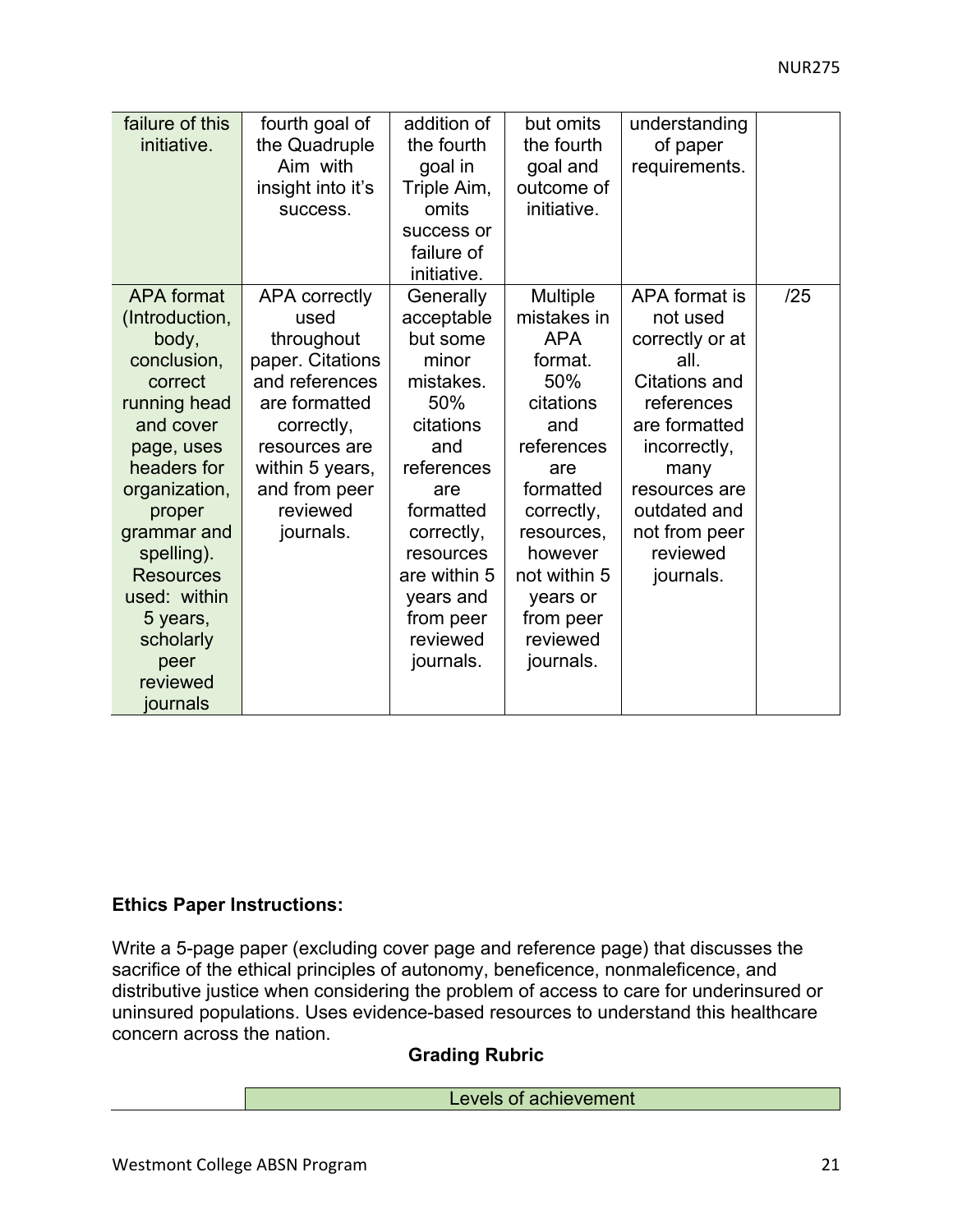| | | | | | |
|---|---|---|---|---|---|
| failure of this initiative. | fourth goal of the Quadruple Aim with insight into it's success. | addition of the fourth goal in Triple Aim, omits success or failure of initiative. | but omits the fourth goal and outcome of initiative. | understanding of paper requirements. | |
| APA format (Introduction, body, conclusion, correct running head and cover page, uses headers for organization, proper grammar and spelling). Resources used: within 5 years, scholarly peer reviewed journals | APA correctly used throughout paper. Citations and references are formatted correctly, resources are within 5 years, and from peer reviewed journals. | Generally acceptable but some minor mistakes. 50% citations and references are formatted correctly, resources are within 5 years and from peer reviewed journals. | Multiple mistakes in APA format. 50% citations and references are formatted correctly, resources, however not within 5 years or from peer reviewed journals. | APA format is not used correctly or at all. Citations and references are formatted incorrectly, many resources are outdated and not from peer reviewed journals. | /25 |

**Ethics Paper Instructions:**

Write a 5-page paper (excluding cover page and reference page) that discusses the sacrifice of the ethical principles of autonomy, beneficence, nonmaleficence, and distributive justice when considering the problem of access to care for underinsured or uninsured populations. Uses evidence-based resources to understand this healthcare concern across the nation.

**Grading Rubric**

| | Levels of achievement |
|---|---|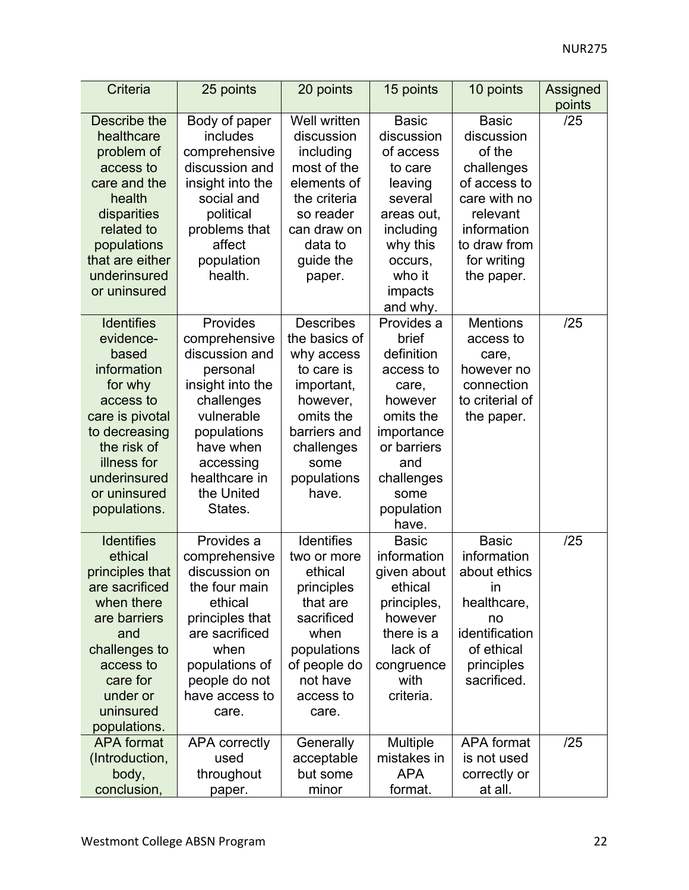| Criteria | 25 points | 20 points | 15 points | 10 points | Assigned points |
|---|---|---|---|---|---|
| Describe the healthcare problem of access to care and the health disparities related to populations that are either underinsured or uninsured | Body of paper includes comprehensive discussion and insight into the social and political problems that affect population health. | Well written discussion including most of the elements of the criteria so reader can draw on data to guide the paper. | Basic discussion of access to care leaving several areas out, including why this occurs, who it impacts and why. | Basic discussion of the challenges of access to care with no relevant information to draw from for writing the paper. | /25 |
| Identifies evidence-based information for why access to care is pivotal to decreasing the risk of illness for underinsured or uninsured populations. | Provides comprehensive discussion and personal insight into the challenges vulnerable populations have when accessing healthcare in the United States. | Describes the basics of why access to care is important, however, omits the barriers and challenges some populations have. | Provides a brief definition access to care, however omits the importance or barriers and challenges some population have. | Mentions access to care, however no connection to criterial of the paper. | /25 |
| Identifies ethical principles that are sacrificed when there are barriers and challenges to access to care for under or uninsured populations. | Provides a comprehensive discussion on the four main ethical principles that are sacrificed when populations of people do not have access to care. | Identifies two or more ethical principles that are sacrificed when populations of people do not have access to care. | Basic information given about ethical principles, however there is a lack of congruence with criteria. | Basic information about ethics in healthcare, no identification of ethical principles sacrificed. | /25 |
| APA format (Introduction, body, conclusion, | APA correctly used throughout paper. | Generally acceptable but some minor | Multiple mistakes in APA format. | APA format is not used correctly or at all. | /25 |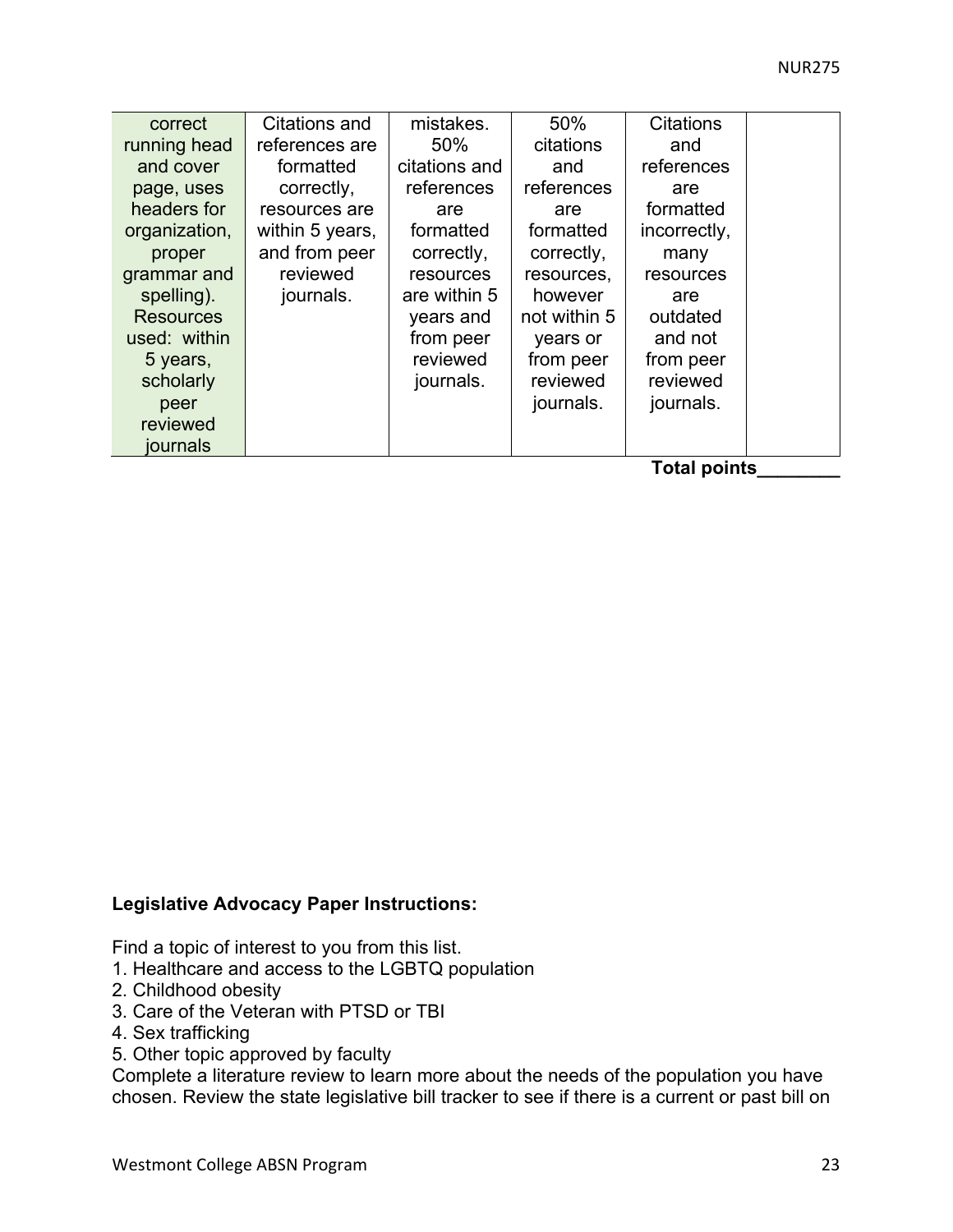| correct running head and cover page, uses headers for organization, proper grammar and spelling). Resources used: within 5 years, scholarly peer reviewed journals | Citations and references are formatted correctly, resources are within 5 years, and from peer reviewed journals. | mistakes. 50% citations and references are formatted correctly, resources are within 5 years and from peer reviewed journals. | 50% citations and references are formatted correctly, resources, however not within 5 years or from peer reviewed journals. | Citations and references are formatted incorrectly, many resources are outdated and not from peer reviewed journals. | |
|---|---|---|---|---|---|

**Total points________**

**Legislative Advocacy Paper Instructions:**

Find a topic of interest to you from this list.
1. Healthcare and access to the LGBTQ population
2. Childhood obesity
3. Care of the Veteran with PTSD or TBI
4. Sex trafficking
5. Other topic approved by faculty

Complete a literature review to learn more about the needs of the population you have chosen. Review the state legislative bill tracker to see if there is a current or past bill on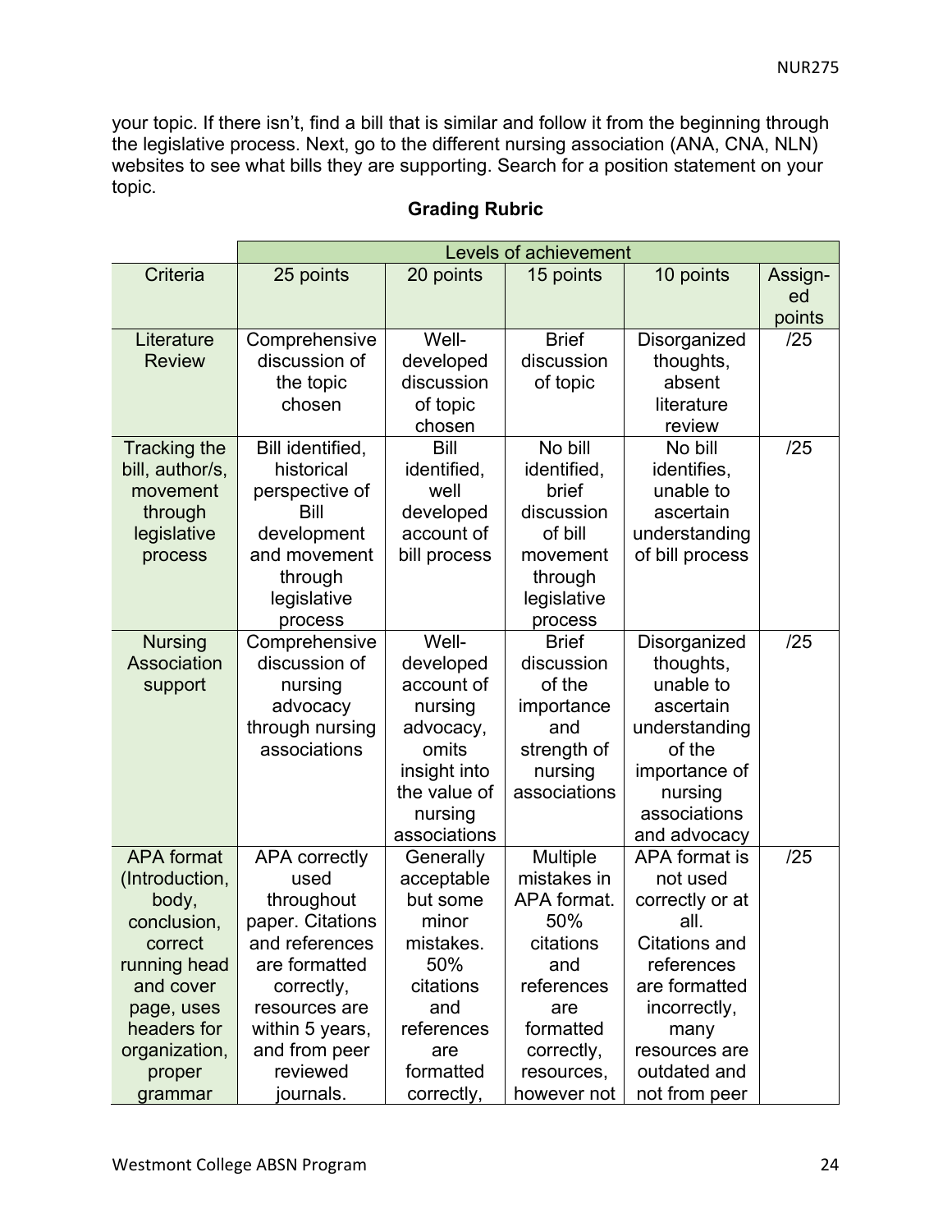your topic. If there isn't, find a bill that is similar and follow it from the beginning through the legislative process. Next, go to the different nursing association (ANA, CNA, NLN) websites to see what bills they are supporting. Search for a position statement on your topic.

**Grading Rubric**

| | Levels of achievement | | | | |
|---|---|---|---|---|---|
| Criteria | 25 points | 20 points | 15 points | 10 points | Assign-ed points |
| Literature Review | Comprehensive discussion of the topic chosen | Well-developed discussion of topic chosen | Brief discussion of topic | Disorganized thoughts, absent literature review | /25 |
| Tracking the bill, author/s, movement through legislative process | Bill identified, historical perspective of Bill development and movement through legislative process | Bill identified, well developed account of bill process | No bill identified, brief discussion of bill movement through legislative process | No bill identifies, unable to ascertain understanding of bill process | /25 |
| Nursing Association support | Comprehensive discussion of nursing advocacy through nursing associations | Well-developed account of nursing advocacy, omits insight into the value of nursing associations | Brief discussion of the importance and strength of nursing associations | Disorganized thoughts, unable to ascertain understanding of the importance of nursing associations and advocacy | /25 |
| APA format (Introduction, body, conclusion, correct running head and cover page, uses headers for organization, proper grammar | APA correctly used throughout paper. Citations and references are formatted correctly, resources are within 5 years, and from peer reviewed journals. | Generally acceptable but some minor mistakes. 50% citations and references are formatted correctly, | Multiple mistakes in APA format. 50% citations and references are formatted correctly, resources, however not | APA format is not used correctly or at all. Citations and references are formatted incorrectly, many resources are outdated and not from peer | /25 |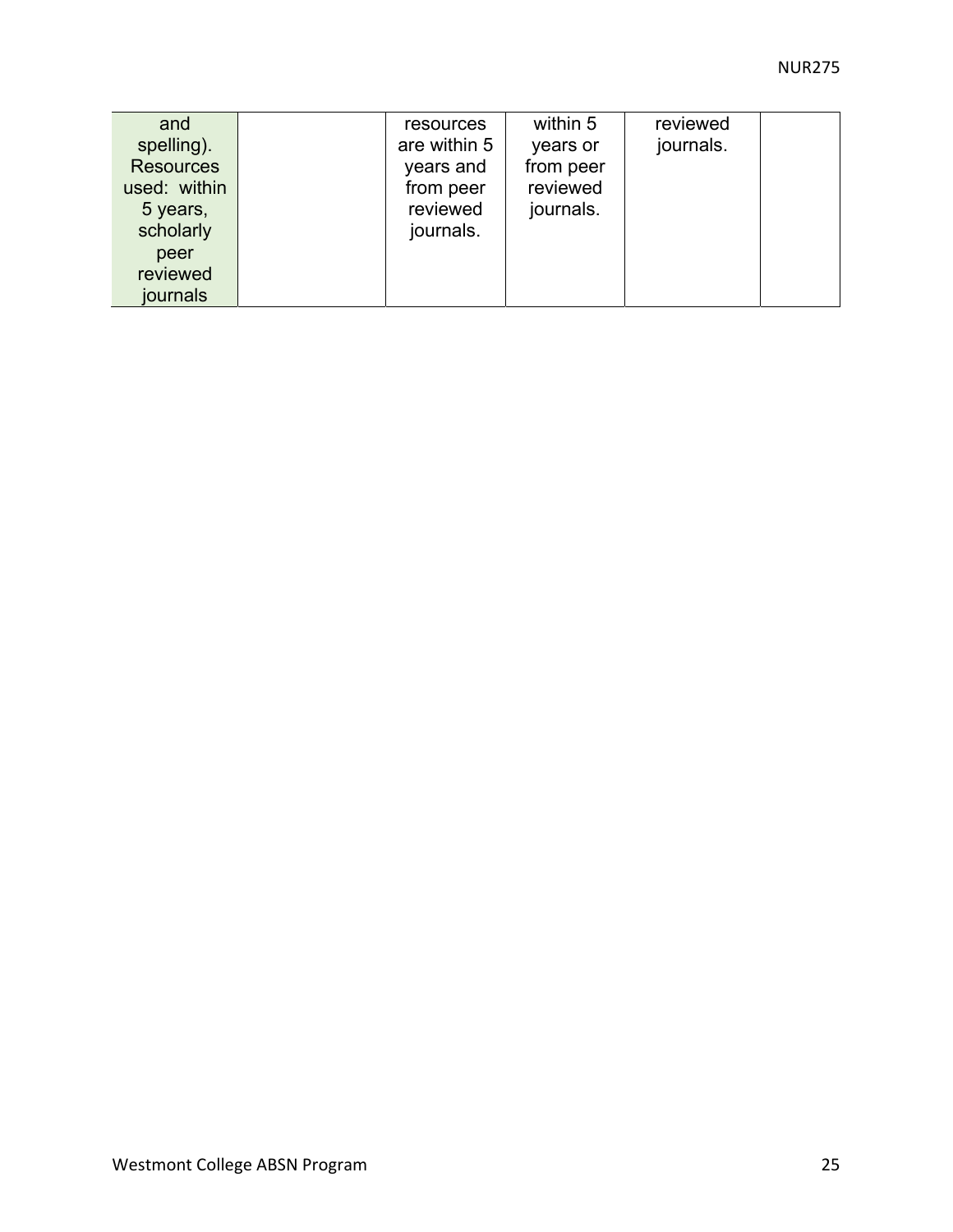| | | | | | |
|---|---|---|---|---|---|
| and spelling). Resources used: within 5 years, scholarly peer reviewed journals | | resources are within 5 years and from peer reviewed journals. | within 5 years or from peer reviewed journals. | reviewed journals. | |